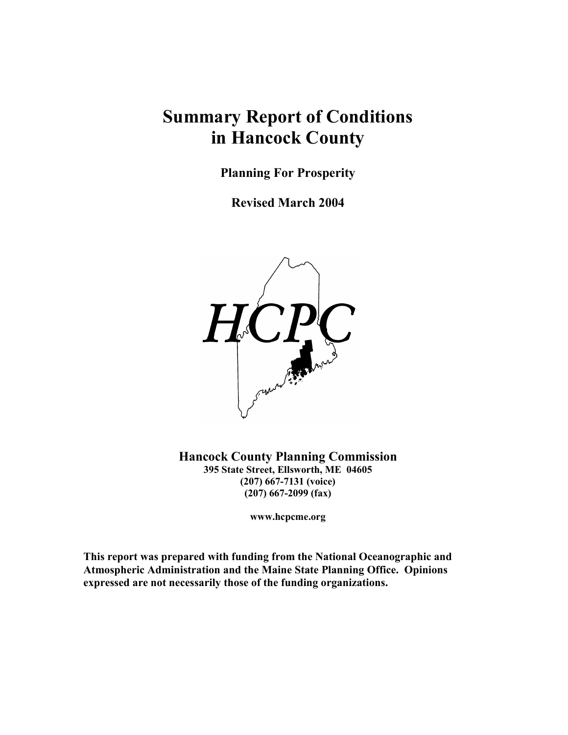# Summary Report of Conditions in Hancock County

**Planning For Prosperity**

**Revised March 2004**

HCPC

**Hancock County Planning Commission**
**395 State Street, Ellsworth, ME 04605**
**(207) 667-7131 (voice)**
**(207) 667-2099 (fax)**

**www.hcpcme.org**

**This report was prepared with funding from the National Oceanographic and Atmospheric Administration and the Maine State Planning Office. Opinions expressed are not necessarily those of the funding organizations.**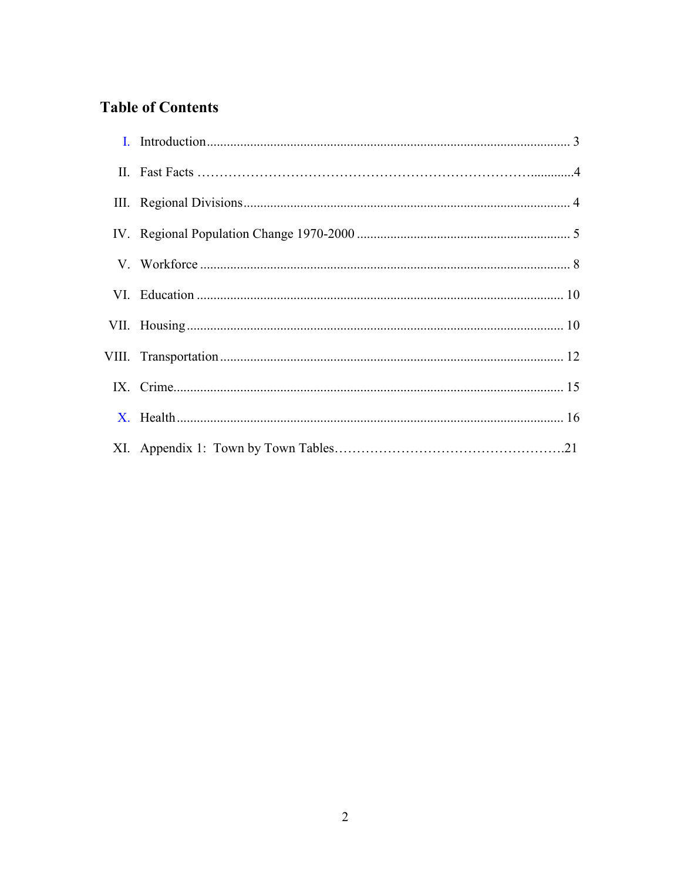## Table of Contents

I. Introduction........................................................................................................... 3

II. Fast Facts ……………………………………………………………………............4

III. Regional Divisions................................................................................................. 4

IV. Regional Population Change 1970-2000 ................................................................ 5

V. Workforce ............................................................................................................. 8

VI. Education ............................................................................................................. 10

VII. Housing................................................................................................................ 10

VIII. Transportation...................................................................................................... 12

IX. Crime.................................................................................................................... 15

X. Health................................................................................................................... 16

XI. Appendix 1: Town by Town Tables…………………………………………….21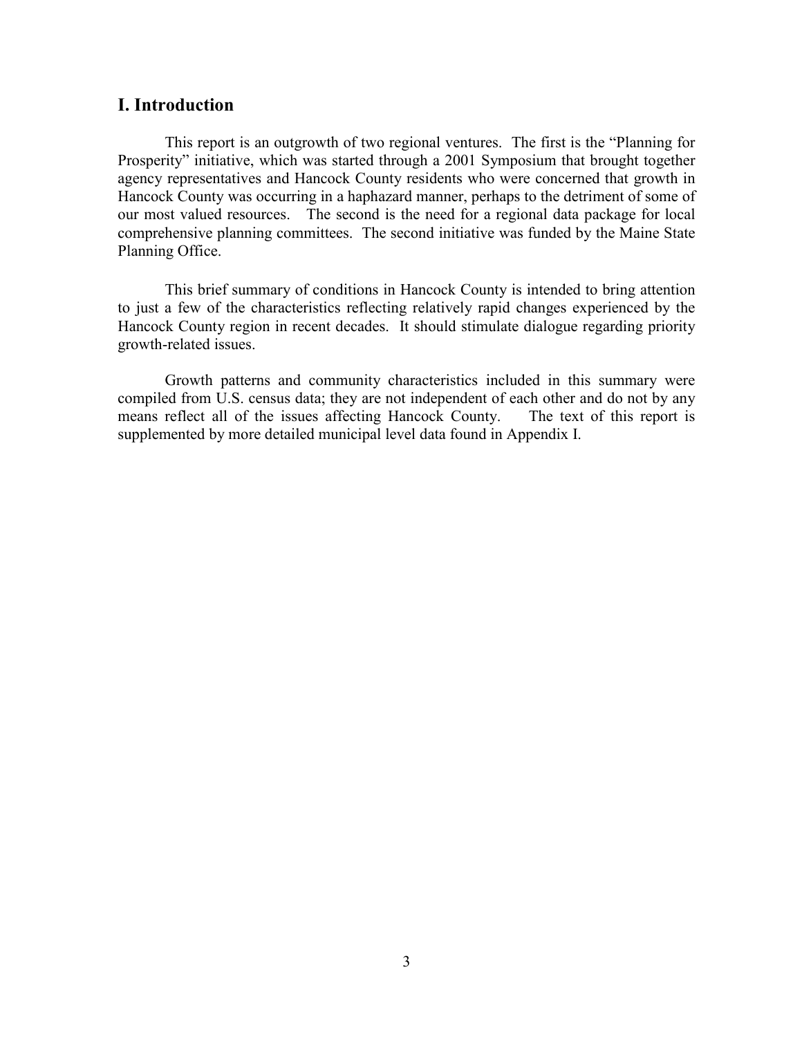## I. Introduction

This report is an outgrowth of two regional ventures. The first is the "Planning for Prosperity" initiative, which was started through a 2001 Symposium that brought together agency representatives and Hancock County residents who were concerned that growth in Hancock County was occurring in a haphazard manner, perhaps to the detriment of some of our most valued resources. The second is the need for a regional data package for local comprehensive planning committees. The second initiative was funded by the Maine State Planning Office.

This brief summary of conditions in Hancock County is intended to bring attention to just a few of the characteristics reflecting relatively rapid changes experienced by the Hancock County region in recent decades. It should stimulate dialogue regarding priority growth-related issues.

Growth patterns and community characteristics included in this summary were compiled from U.S. census data; they are not independent of each other and do not by any means reflect all of the issues affecting Hancock County. The text of this report is supplemented by more detailed municipal level data found in Appendix I.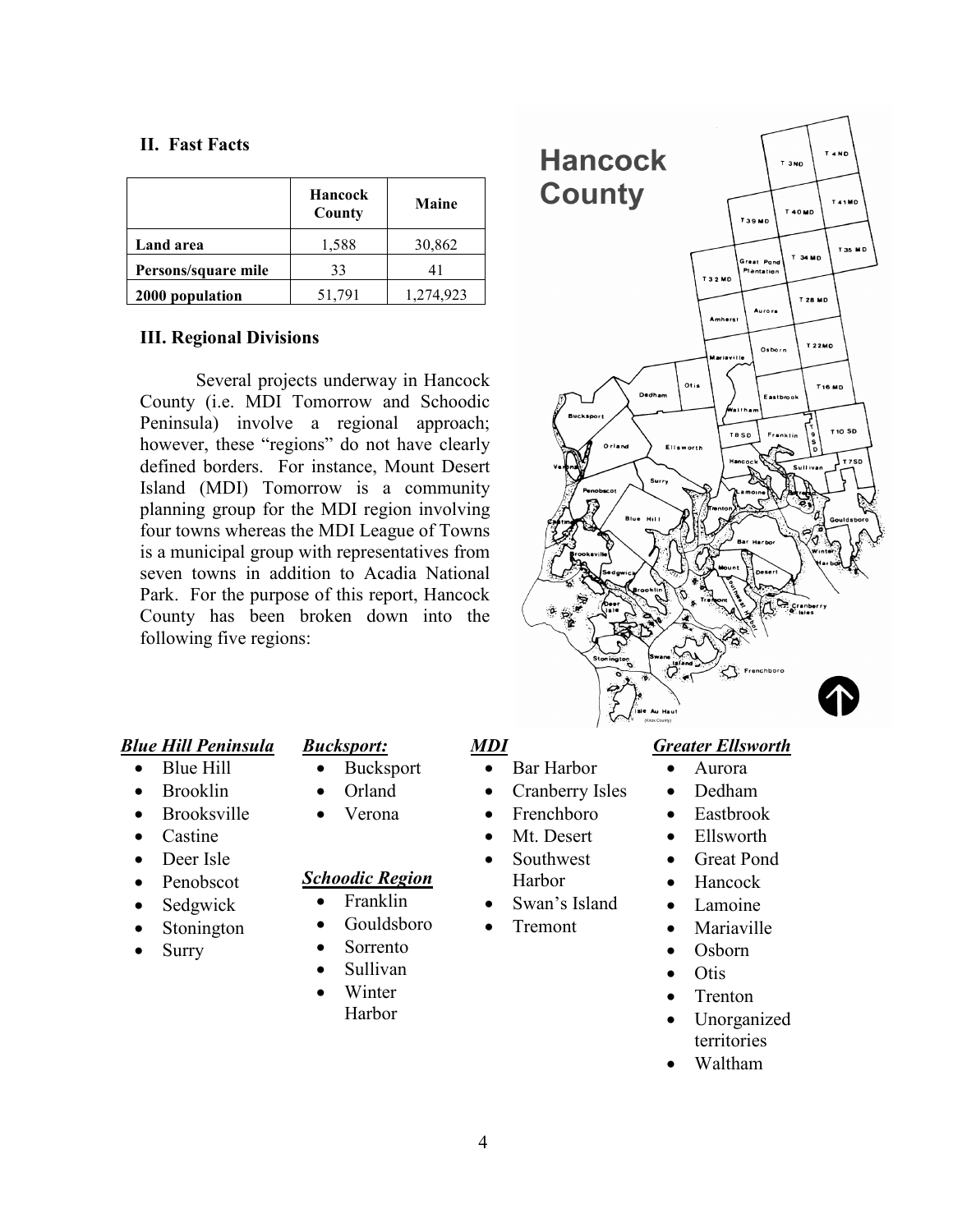## II. Fast Facts

| | Hancock County | Maine |
|---|---|---|
| **Land area** | 1,588 | 30,862 |
| **Persons/square mile** | 33 | 41 |
| **2000 population** | 51,791 | 1,274,923 |

## III. Regional Divisions

Several projects underway in Hancock County (i.e. MDI Tomorrow and Schoodic Peninsula) involve a regional approach; however, these "regions" do not have clearly defined borders. For instance, Mount Desert Island (MDI) Tomorrow is a community planning group for the MDI region involving four towns whereas the MDI League of Towns is a municipal group with representatives from seven towns in addition to Acadia National Park. For the purpose of this report, Hancock County has been broken down into the following five regions:

***Blue Hill Peninsula***

- Blue Hill
- Brooklin
- Brooksville
- Castine
- Deer Isle
- Penobscot
- Sedgwick
- Stonington
- Surry

***Bucksport:***

- Bucksport
- Orland
- Verona

***Schoodic Region***

- Franklin
- Gouldsboro
- Sorrento
- Sullivan
- Winter Harbor

***MDI***

- Bar Harbor
- Cranberry Isles
- Frenchboro
- Mt. Desert
- Southwest Harbor
- Swan's Island
- Tremont

***Greater Ellsworth***

- Aurora
- Dedham
- Eastbrook
- Ellsworth
- Great Pond
- Hancock
- Lamoine
- Mariaville
- Osborn
- Otis
- Trenton
- Unorganized territories
- Waltham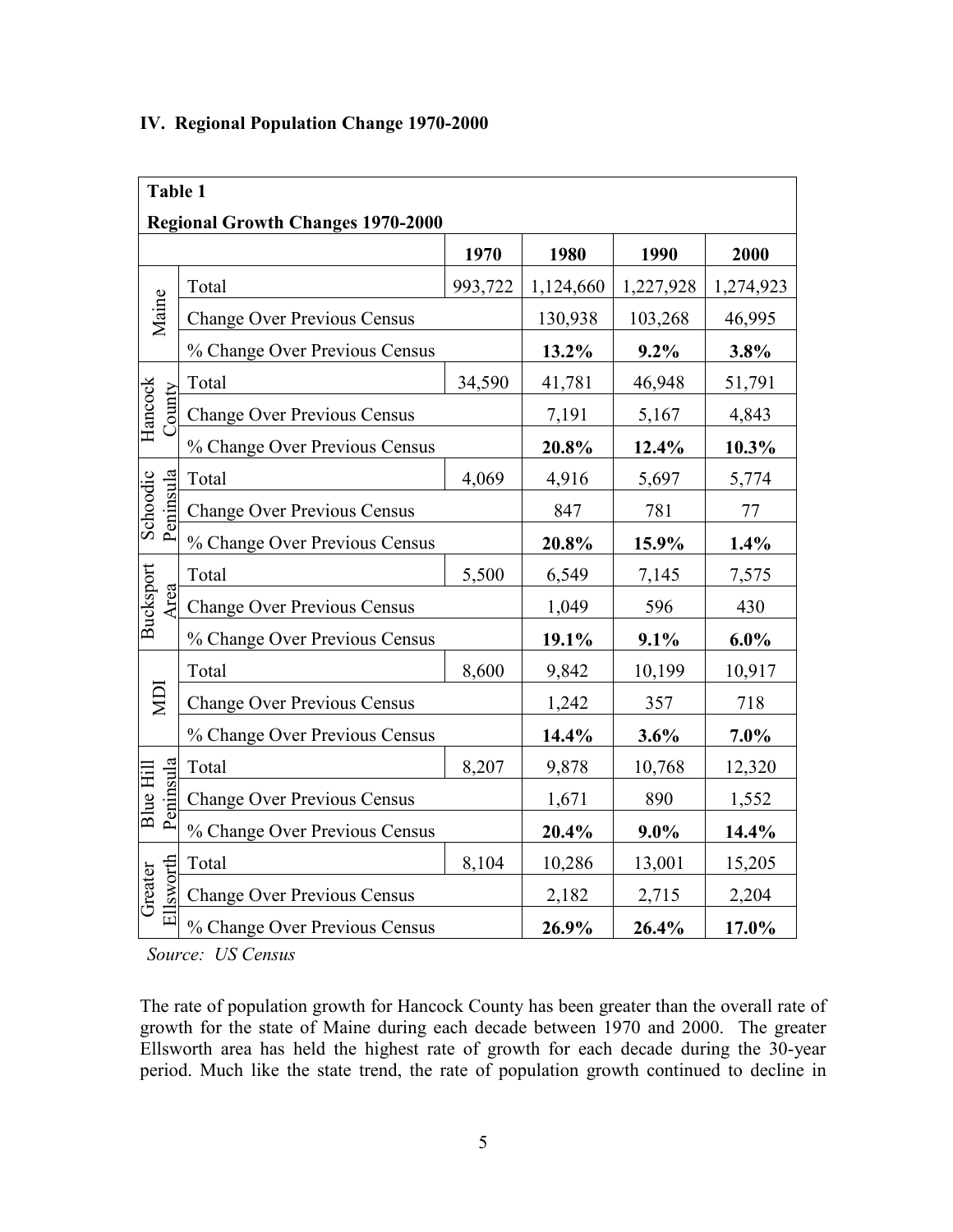## IV. Regional Population Change 1970-2000

| Table 1 Regional Growth Changes 1970-2000 | | | | | |
|---|---|---|---|---|---|
| | | 1970 | 1980 | 1990 | 2000 |
| Maine | Total | 993,722 | 1,124,660 | 1,227,928 | 1,274,923 |
| | Change Over Previous Census | | 130,938 | 103,268 | 46,995 |
| | % Change Over Previous Census | | **13.2%** | **9.2%** | **3.8%** |
| Hancock County | Total | 34,590 | 41,781 | 46,948 | 51,791 |
| | Change Over Previous Census | | 7,191 | 5,167 | 4,843 |
| | % Change Over Previous Census | | **20.8%** | **12.4%** | **10.3%** |
| Schoodic Peninsula | Total | 4,069 | 4,916 | 5,697 | 5,774 |
| | Change Over Previous Census | | 847 | 781 | 77 |
| | % Change Over Previous Census | | **20.8%** | **15.9%** | **1.4%** |
| Bucksport Area | Total | 5,500 | 6,549 | 7,145 | 7,575 |
| | Change Over Previous Census | | 1,049 | 596 | 430 |
| | % Change Over Previous Census | | **19.1%** | **9.1%** | **6.0%** |
| MDI | Total | 8,600 | 9,842 | 10,199 | 10,917 |
| | Change Over Previous Census | | 1,242 | 357 | 718 |
| | % Change Over Previous Census | | **14.4%** | **3.6%** | **7.0%** |
| Blue Hill Peninsula | Total | 8,207 | 9,878 | 10,768 | 12,320 |
| | Change Over Previous Census | | 1,671 | 890 | 1,552 |
| | % Change Over Previous Census | | **20.4%** | **9.0%** | **14.4%** |
| Greater Ellsworth | Total | 8,104 | 10,286 | 13,001 | 15,205 |
| | Change Over Previous Census | | 2,182 | 2,715 | 2,204 |
| | % Change Over Previous Census | | **26.9%** | **26.4%** | **17.0%** |

*Source: US Census*

The rate of population growth for Hancock County has been greater than the overall rate of growth for the state of Maine during each decade between 1970 and 2000. The greater Ellsworth area has held the highest rate of growth for each decade during the 30-year period. Much like the state trend, the rate of population growth continued to decline in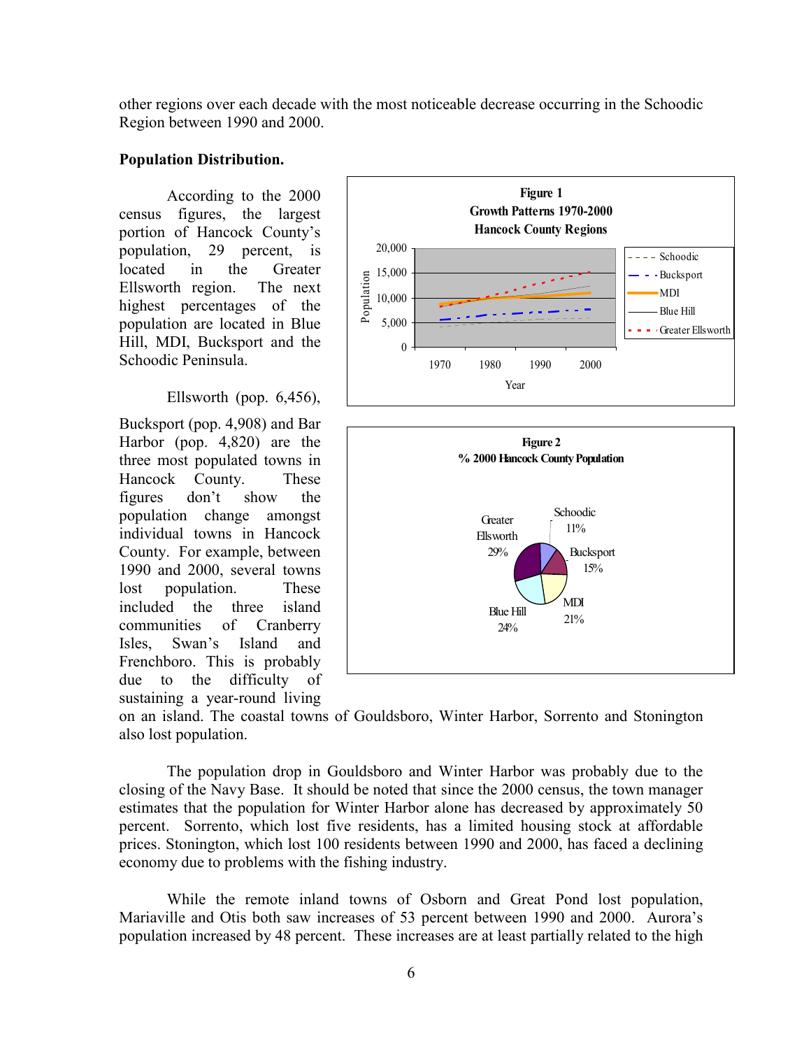other regions over each decade with the most noticeable decrease occurring in the Schoodic Region between 1990 and 2000.

**Population Distribution.**

According to the 2000 census figures, the largest portion of Hancock County's population, 29 percent, is located in the Greater Ellsworth region. The next highest percentages of the population are located in Blue Hill, MDI, Bucksport and the Schoodic Peninsula.

**Figure 1**
**Growth Patterns 1970-2000**
**Hancock County Regions**

**Figure 2**
**% 2000 Hancock County Population**

Ellsworth (pop. 6,456), Bucksport (pop. 4,908) and Bar Harbor (pop. 4,820) are the three most populated towns in Hancock County. These figures don't show the population change amongst individual towns in Hancock County. For example, between 1990 and 2000, several towns lost population. These included the three island communities of Cranberry Isles, Swan's Island and Frenchboro. This is probably due to the difficulty of sustaining a year-round living on an island. The coastal towns of Gouldsboro, Winter Harbor, Sorrento and Stonington also lost population.

The population drop in Gouldsboro and Winter Harbor was probably due to the closing of the Navy Base. It should be noted that since the 2000 census, the town manager estimates that the population for Winter Harbor alone has decreased by approximately 50 percent. Sorrento, which lost five residents, has a limited housing stock at affordable prices. Stonington, which lost 100 residents between 1990 and 2000, has faced a declining economy due to problems with the fishing industry.

While the remote inland towns of Osborn and Great Pond lost population, Mariaville and Otis both saw increases of 53 percent between 1990 and 2000. Aurora's population increased by 48 percent. These increases are at least partially related to the high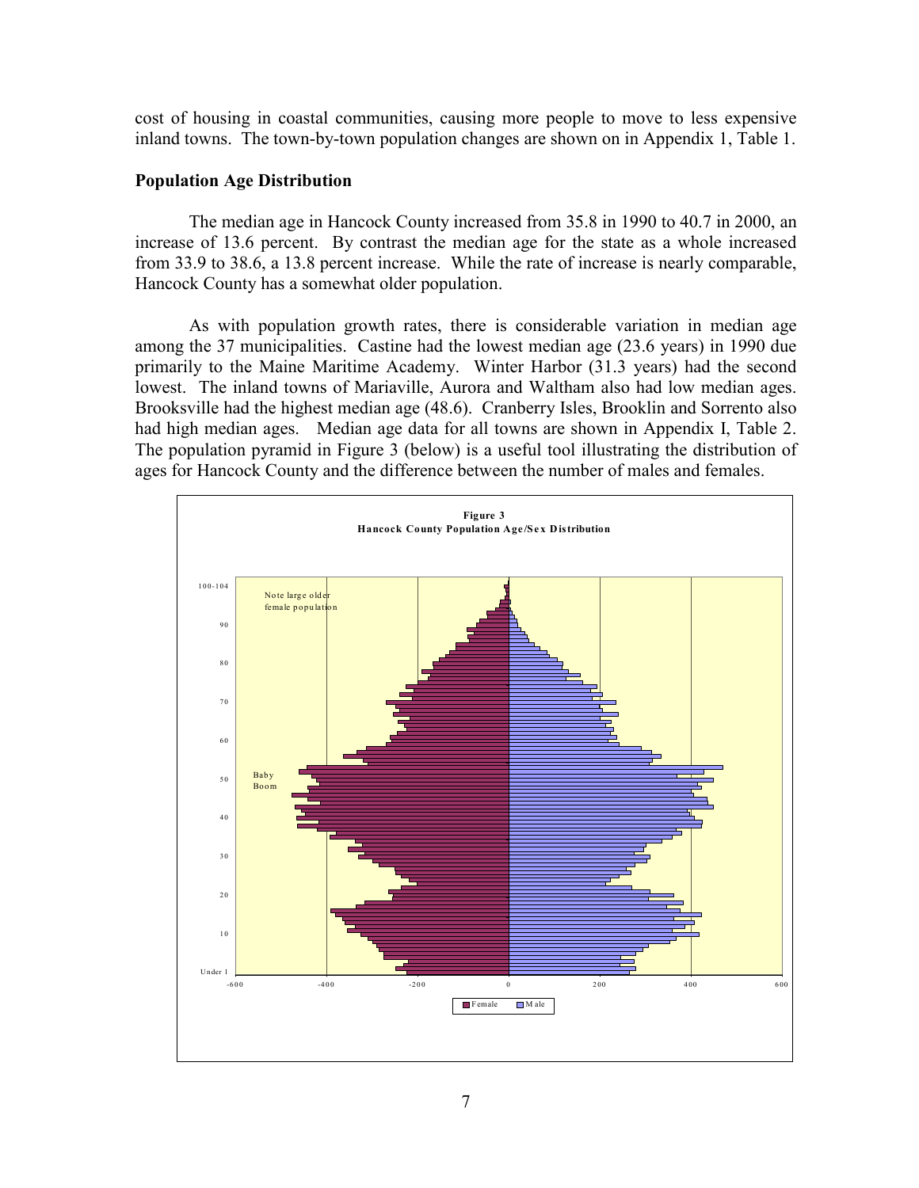cost of housing in coastal communities, causing more people to move to less expensive inland towns. The town-by-town population changes are shown on in Appendix 1, Table 1.

### Population Age Distribution

The median age in Hancock County increased from 35.8 in 1990 to 40.7 in 2000, an increase of 13.6 percent. By contrast the median age for the state as a whole increased from 33.9 to 38.6, a 13.8 percent increase. While the rate of increase is nearly comparable, Hancock County has a somewhat older population.

As with population growth rates, there is considerable variation in median age among the 37 municipalities. Castine had the lowest median age (23.6 years) in 1990 due primarily to the Maine Maritime Academy. Winter Harbor (31.3 years) had the second lowest. The inland towns of Mariaville, Aurora and Waltham also had low median ages. Brooksville had the highest median age (48.6). Cranberry Isles, Brooklin and Sorrento also had high median ages. Median age data for all towns are shown in Appendix I, Table 2. The population pyramid in Figure 3 (below) is a useful tool illustrating the distribution of ages for Hancock County and the difference between the number of males and females.

**Figure 3**
**Hancock County Population Age/Sex Distribution**

Note large older female population

Baby Boom

Female / Male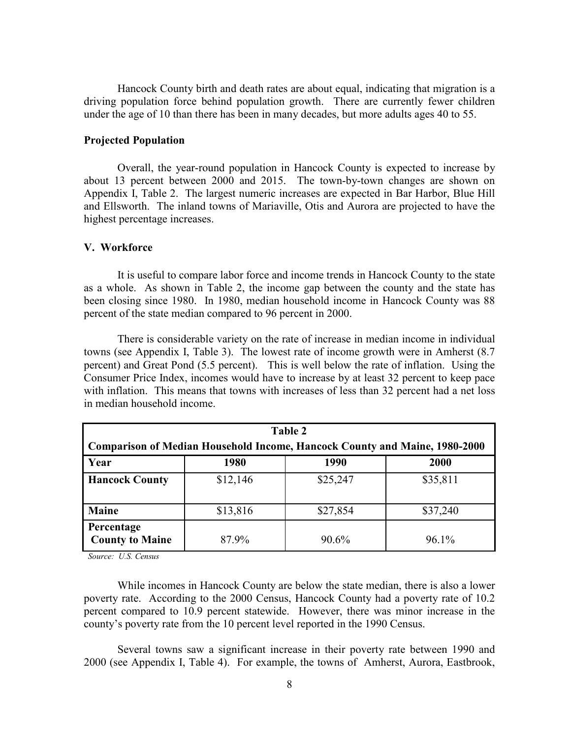Hancock County birth and death rates are about equal, indicating that migration is a driving population force behind population growth. There are currently fewer children under the age of 10 than there has been in many decades, but more adults ages 40 to 55.

### Projected Population

Overall, the year-round population in Hancock County is expected to increase by about 13 percent between 2000 and 2015. The town-by-town changes are shown on Appendix I, Table 2. The largest numeric increases are expected in Bar Harbor, Blue Hill and Ellsworth. The inland towns of Mariaville, Otis and Aurora are projected to have the highest percentage increases.

## V. Workforce

It is useful to compare labor force and income trends in Hancock County to the state as a whole. As shown in Table 2, the income gap between the county and the state has been closing since 1980. In 1980, median household income in Hancock County was 88 percent of the state median compared to 96 percent in 2000.

There is considerable variety on the rate of increase in median income in individual towns (see Appendix I, Table 3). The lowest rate of income growth were in Amherst (8.7 percent) and Great Pond (5.5 percent). This is well below the rate of inflation. Using the Consumer Price Index, incomes would have to increase by at least 32 percent to keep pace with inflation. This means that towns with increases of less than 32 percent had a net loss in median household income.

**Table 2**
**Comparison of Median Household Income, Hancock County and Maine, 1980-2000**

| Year | 1980 | 1990 | 2000 |
|---|---|---|---|
| **Hancock County** | \$12,146 | \$25,247 | \$35,811 |
| **Maine** | \$13,816 | \$27,854 | \$37,240 |
| **Percentage County to Maine** | 87.9% | 90.6% | 96.1% |

*Source: U.S. Census*

While incomes in Hancock County are below the state median, there is also a lower poverty rate. According to the 2000 Census, Hancock County had a poverty rate of 10.2 percent compared to 10.9 percent statewide. However, there was minor increase in the county's poverty rate from the 10 percent level reported in the 1990 Census.

Several towns saw a significant increase in their poverty rate between 1990 and 2000 (see Appendix I, Table 4). For example, the towns of Amherst, Aurora, Eastbrook,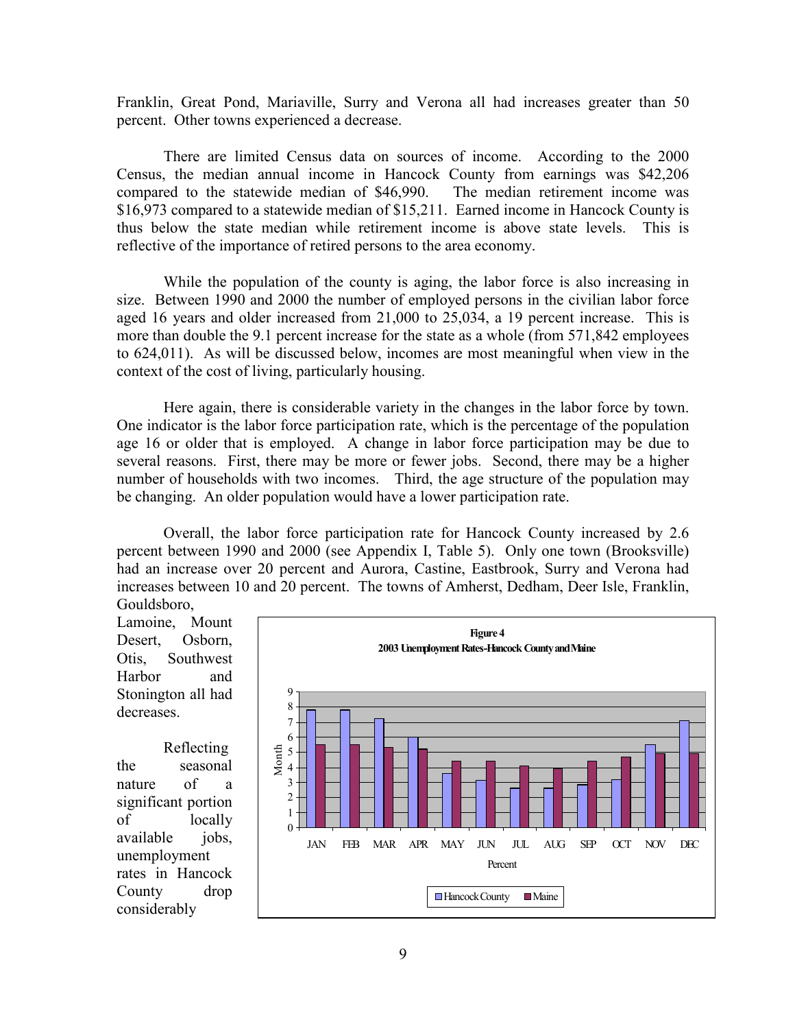Franklin, Great Pond, Mariaville, Surry and Verona all had increases greater than 50 percent. Other towns experienced a decrease.

There are limited Census data on sources of income. According to the 2000 Census, the median annual income in Hancock County from earnings was $42,206 compared to the statewide median of $46,990. The median retirement income was $16,973 compared to a statewide median of $15,211. Earned income in Hancock County is thus below the state median while retirement income is above state levels. This is reflective of the importance of retired persons to the area economy.

While the population of the county is aging, the labor force is also increasing in size. Between 1990 and 2000 the number of employed persons in the civilian labor force aged 16 years and older increased from 21,000 to 25,034, a 19 percent increase. This is more than double the 9.1 percent increase for the state as a whole (from 571,842 employees to 624,011). As will be discussed below, incomes are most meaningful when view in the context of the cost of living, particularly housing.

Here again, there is considerable variety in the changes in the labor force by town. One indicator is the labor force participation rate, which is the percentage of the population age 16 or older that is employed. A change in labor force participation may be due to several reasons. First, there may be more or fewer jobs. Second, there may be a higher number of households with two incomes. Third, the age structure of the population may be changing. An older population would have a lower participation rate.

Overall, the labor force participation rate for Hancock County increased by 2.6 percent between 1990 and 2000 (see Appendix I, Table 5). Only one town (Brooksville) had an increase over 20 percent and Aurora, Castine, Eastbrook, Surry and Verona had increases between 10 and 20 percent. The towns of Amherst, Dedham, Deer Isle, Franklin, Gouldsboro, Lamoine, Mount Desert, Osborn, Otis, Southwest Harbor and Stonington all had decreases.

Reflecting the seasonal nature of a significant portion of locally available jobs, unemployment rates in Hancock County drop considerably

**Figure 4**
**2003 Unemployment Rates-Hancock County and Maine**

| Month | Hancock County | Maine |
|---|---|---|
| JAN | 7.8 | 5.5 |
| FEB | 7.8 | 5.5 |
| MAR | 7.2 | 5.3 |
| APR | 6.0 | 5.2 |
| MAY | 3.6 | 4.4 |
| JUN | 3.1 | 4.4 |
| JUL | 2.6 | 4.1 |
| AUG | 2.6 | 3.9 |
| SEP | 2.8 | 4.4 |
| OCT | 3.2 | 4.7 |
| NOV | 5.5 | 4.9 |
| DEC | 7.1 | 4.9 |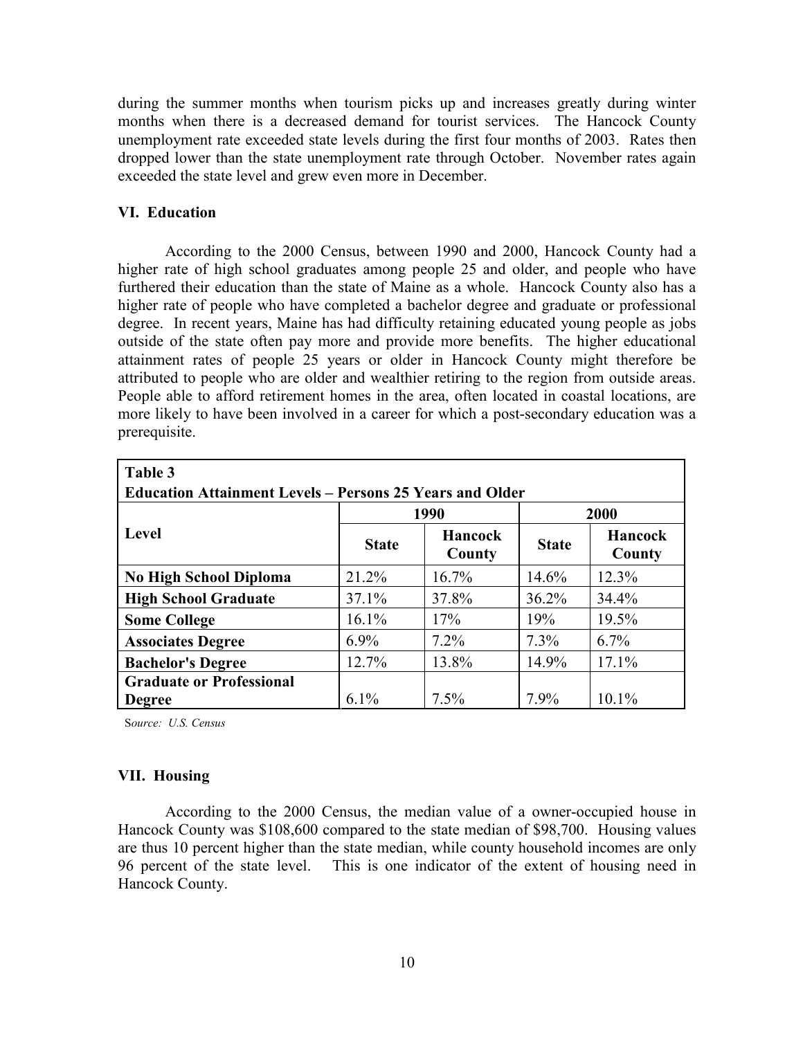during the summer months when tourism picks up and increases greatly during winter months when there is a decreased demand for tourist services. The Hancock County unemployment rate exceeded state levels during the first four months of 2003. Rates then dropped lower than the state unemployment rate through October. November rates again exceeded the state level and grew even more in December.

## VI. Education

According to the 2000 Census, between 1990 and 2000, Hancock County had a higher rate of high school graduates among people 25 and older, and people who have furthered their education than the state of Maine as a whole. Hancock County also has a higher rate of people who have completed a bachelor degree and graduate or professional degree. In recent years, Maine has had difficulty retaining educated young people as jobs outside of the state often pay more and provide more benefits. The higher educational attainment rates of people 25 years or older in Hancock County might therefore be attributed to people who are older and wealthier retiring to the region from outside areas. People able to afford retirement homes in the area, often located in coastal locations, are more likely to have been involved in a career for which a post-secondary education was a prerequisite.

**Table 3**
**Education Attainment Levels – Persons 25 Years and Older**

| Level | 1990 | | 2000 | |
|---|---|---|---|---|
| | State | Hancock County | State | Hancock County |
| **No High School Diploma** | 21.2% | 16.7% | 14.6% | 12.3% |
| **High School Graduate** | 37.1% | 37.8% | 36.2% | 34.4% |
| **Some College** | 16.1% | 17% | 19% | 19.5% |
| **Associates Degree** | 6.9% | 7.2% | 7.3% | 6.7% |
| **Bachelor's Degree** | 12.7% | 13.8% | 14.9% | 17.1% |
| **Graduate or Professional Degree** | 6.1% | 7.5% | 7.9% | 10.1% |

*Source: U.S. Census*

## VII. Housing

According to the 2000 Census, the median value of a owner-occupied house in Hancock County was $108,600 compared to the state median of $98,700. Housing values are thus 10 percent higher than the state median, while county household incomes are only 96 percent of the state level. This is one indicator of the extent of housing need in Hancock County.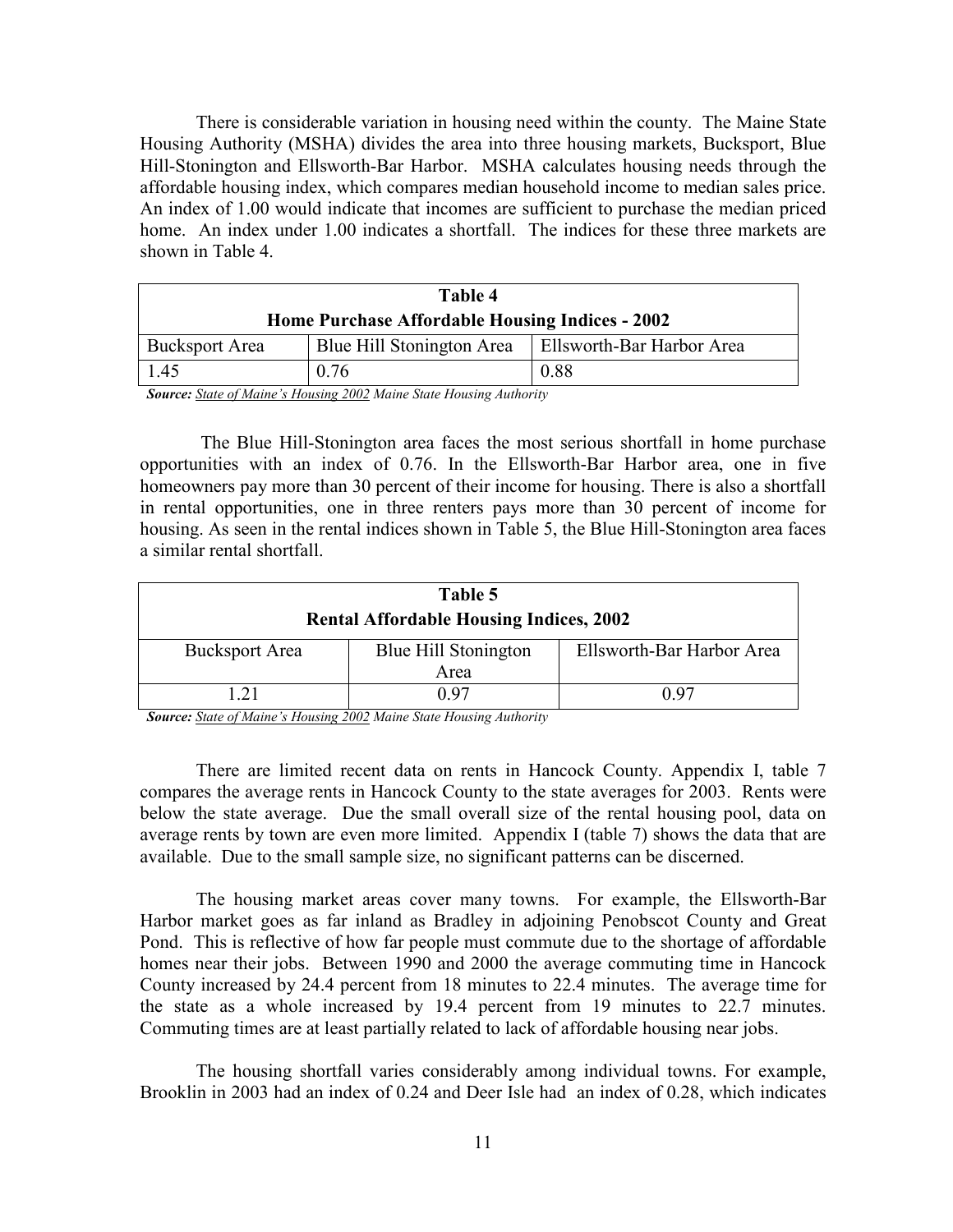There is considerable variation in housing need within the county. The Maine State Housing Authority (MSHA) divides the area into three housing markets, Bucksport, Blue Hill-Stonington and Ellsworth-Bar Harbor. MSHA calculates housing needs through the affordable housing index, which compares median household income to median sales price. An index of 1.00 would indicate that incomes are sufficient to purchase the median priced home. An index under 1.00 indicates a shortfall. The indices for these three markets are shown in Table 4.

| **Table 4**<br>**Home Purchase Affordable Housing Indices - 2002** | | |
|---|---|---|
| Bucksport Area | Blue Hill Stonington Area | Ellsworth-Bar Harbor Area |
| 1.45 | 0.76 | 0.88 |

***Source:*** *State of Maine's Housing 2002 Maine State Housing Authority*

The Blue Hill-Stonington area faces the most serious shortfall in home purchase opportunities with an index of 0.76. In the Ellsworth-Bar Harbor area, one in five homeowners pay more than 30 percent of their income for housing. There is also a shortfall in rental opportunities, one in three renters pays more than 30 percent of income for housing. As seen in the rental indices shown in Table 5, the Blue Hill-Stonington area faces a similar rental shortfall.

| **Table 5**<br>**Rental Affordable Housing Indices, 2002** | | |
|---|---|---|
| Bucksport Area | Blue Hill Stonington Area | Ellsworth-Bar Harbor Area |
| 1.21 | 0.97 | 0.97 |

***Source:*** *State of Maine's Housing 2002 Maine State Housing Authority*

There are limited recent data on rents in Hancock County. Appendix I, table 7 compares the average rents in Hancock County to the state averages for 2003. Rents were below the state average. Due the small overall size of the rental housing pool, data on average rents by town are even more limited. Appendix I (table 7) shows the data that are available. Due to the small sample size, no significant patterns can be discerned.

The housing market areas cover many towns. For example, the Ellsworth-Bar Harbor market goes as far inland as Bradley in adjoining Penobscot County and Great Pond. This is reflective of how far people must commute due to the shortage of affordable homes near their jobs. Between 1990 and 2000 the average commuting time in Hancock County increased by 24.4 percent from 18 minutes to 22.4 minutes. The average time for the state as a whole increased by 19.4 percent from 19 minutes to 22.7 minutes. Commuting times are at least partially related to lack of affordable housing near jobs.

The housing shortfall varies considerably among individual towns. For example, Brooklin in 2003 had an index of 0.24 and Deer Isle had an index of 0.28, which indicates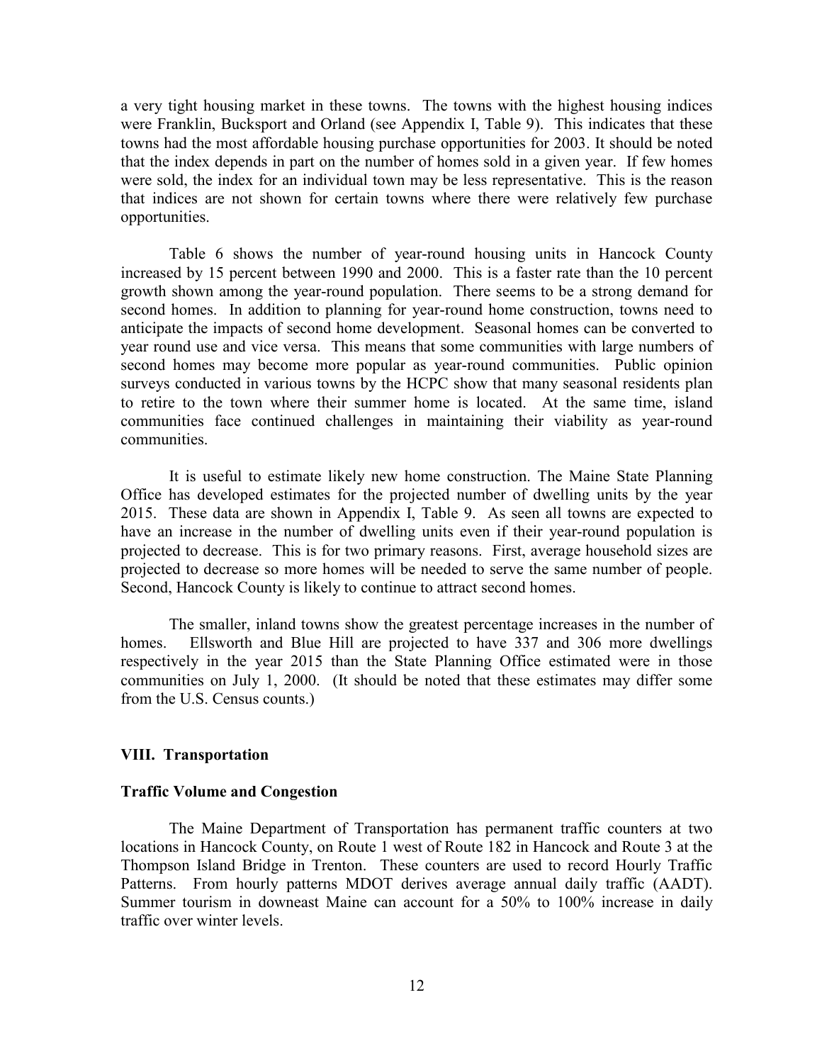a very tight housing market in these towns. The towns with the highest housing indices were Franklin, Bucksport and Orland (see Appendix I, Table 9). This indicates that these towns had the most affordable housing purchase opportunities for 2003. It should be noted that the index depends in part on the number of homes sold in a given year. If few homes were sold, the index for an individual town may be less representative. This is the reason that indices are not shown for certain towns where there were relatively few purchase opportunities.

Table 6 shows the number of year-round housing units in Hancock County increased by 15 percent between 1990 and 2000. This is a faster rate than the 10 percent growth shown among the year-round population. There seems to be a strong demand for second homes. In addition to planning for year-round home construction, towns need to anticipate the impacts of second home development. Seasonal homes can be converted to year round use and vice versa. This means that some communities with large numbers of second homes may become more popular as year-round communities. Public opinion surveys conducted in various towns by the HCPC show that many seasonal residents plan to retire to the town where their summer home is located. At the same time, island communities face continued challenges in maintaining their viability as year-round communities.

It is useful to estimate likely new home construction. The Maine State Planning Office has developed estimates for the projected number of dwelling units by the year 2015. These data are shown in Appendix I, Table 9. As seen all towns are expected to have an increase in the number of dwelling units even if their year-round population is projected to decrease. This is for two primary reasons. First, average household sizes are projected to decrease so more homes will be needed to serve the same number of people. Second, Hancock County is likely to continue to attract second homes.

The smaller, inland towns show the greatest percentage increases in the number of homes. Ellsworth and Blue Hill are projected to have 337 and 306 more dwellings respectively in the year 2015 than the State Planning Office estimated were in those communities on July 1, 2000. (It should be noted that these estimates may differ some from the U.S. Census counts.)

## VIII. Transportation

### Traffic Volume and Congestion

The Maine Department of Transportation has permanent traffic counters at two locations in Hancock County, on Route 1 west of Route 182 in Hancock and Route 3 at the Thompson Island Bridge in Trenton. These counters are used to record Hourly Traffic Patterns. From hourly patterns MDOT derives average annual daily traffic (AADT). Summer tourism in downeast Maine can account for a 50% to 100% increase in daily traffic over winter levels.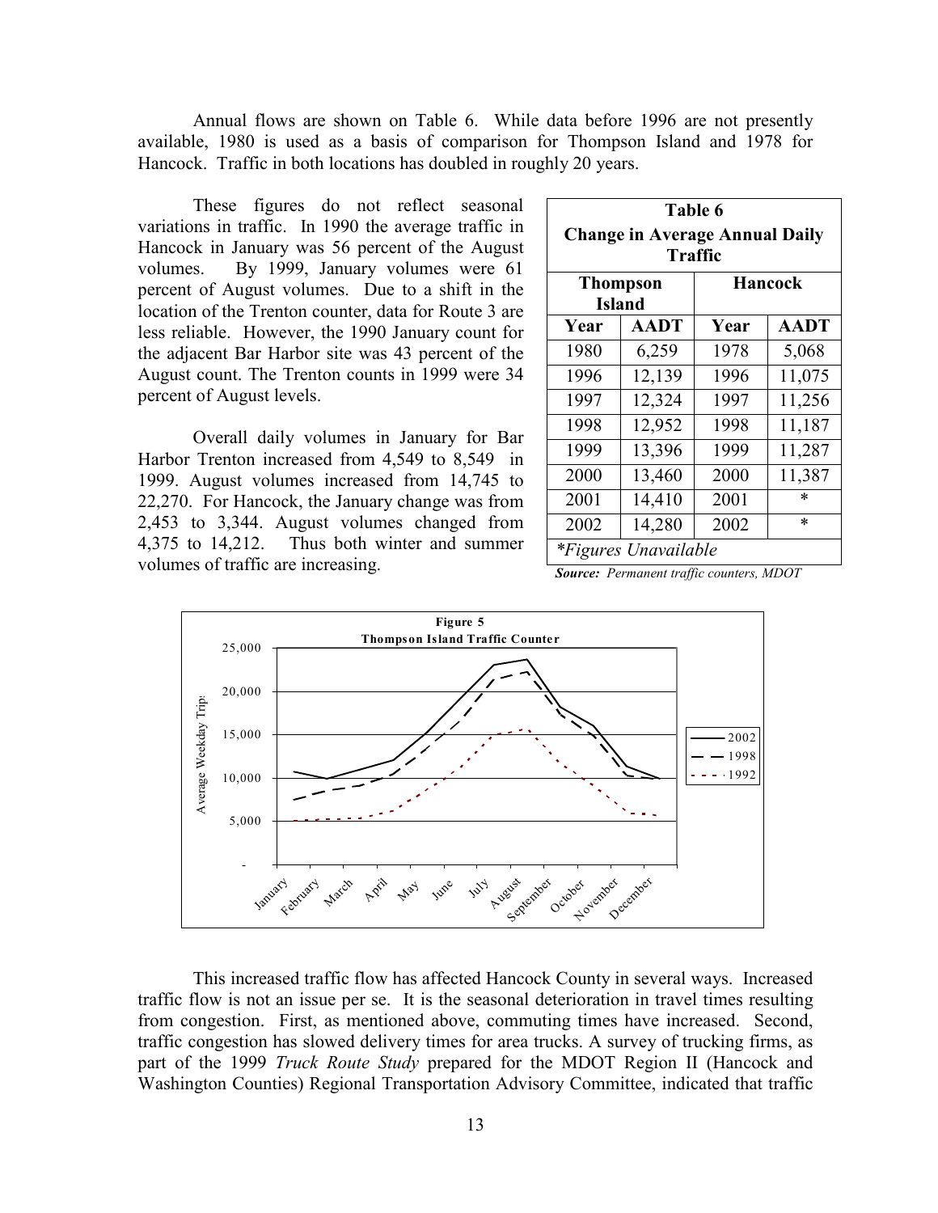Annual flows are shown on Table 6. While data before 1996 are not presently available, 1980 is used as a basis of comparison for Thompson Island and 1978 for Hancock. Traffic in both locations has doubled in roughly 20 years.

These figures do not reflect seasonal variations in traffic. In 1990 the average traffic in Hancock in January was 56 percent of the August volumes. By 1999, January volumes were 61 percent of August volumes. Due to a shift in the location of the Trenton counter, data for Route 3 are less reliable. However, the 1990 January count for the adjacent Bar Harbor site was 43 percent of the August count. The Trenton counts in 1999 were 34 percent of August levels.

Overall daily volumes in January for Bar Harbor Trenton increased from 4,549 to 8,549 in 1999. August volumes increased from 14,745 to 22,270. For Hancock, the January change was from 2,453 to 3,344. August volumes changed from 4,375 to 14,212. Thus both winter and summer volumes of traffic are increasing.

**Table 6**
**Change in Average Annual Daily Traffic**

| Thompson Island | | Hancock | |
|---|---|---|---|
| **Year** | **AADT** | **Year** | **AADT** |
| 1980 | 6,259 | 1978 | 5,068 |
| 1996 | 12,139 | 1996 | 11,075 |
| 1997 | 12,324 | 1997 | 11,256 |
| 1998 | 12,952 | 1998 | 11,187 |
| 1999 | 13,396 | 1999 | 11,287 |
| 2000 | 13,460 | 2000 | 11,387 |
| 2001 | 14,410 | 2001 | * |
| 2002 | 14,280 | 2002 | * |

*\*Figures Unavailable*

***Source:*** *Permanent traffic counters, MDOT*

**Figure 5**
**Thompson Island Traffic Counter**

This increased traffic flow has affected Hancock County in several ways. Increased traffic flow is not an issue per se. It is the seasonal deterioration in travel times resulting from congestion. First, as mentioned above, commuting times have increased. Second, traffic congestion has slowed delivery times for area trucks. A survey of trucking firms, as part of the 1999 *Truck Route Study* prepared for the MDOT Region II (Hancock and Washington Counties) Regional Transportation Advisory Committee, indicated that traffic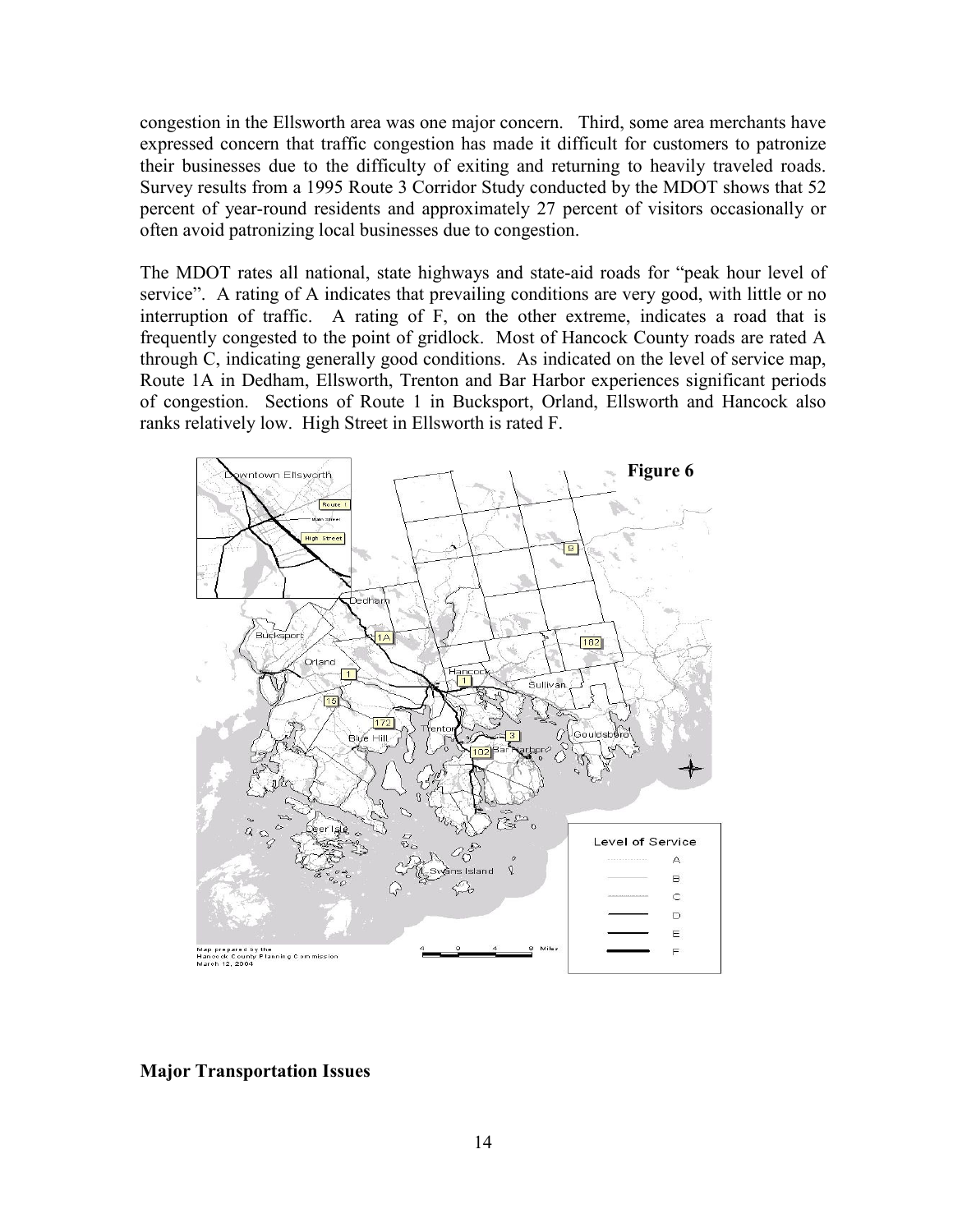congestion in the Ellsworth area was one major concern. Third, some area merchants have expressed concern that traffic congestion has made it difficult for customers to patronize their businesses due to the difficulty of exiting and returning to heavily traveled roads. Survey results from a 1995 Route 3 Corridor Study conducted by the MDOT shows that 52 percent of year-round residents and approximately 27 percent of visitors occasionally or often avoid patronizing local businesses due to congestion.

The MDOT rates all national, state highways and state-aid roads for "peak hour level of service". A rating of A indicates that prevailing conditions are very good, with little or no interruption of traffic. A rating of F, on the other extreme, indicates a road that is frequently congested to the point of gridlock. Most of Hancock County roads are rated A through C, indicating generally good conditions. As indicated on the level of service map, Route 1A in Dedham, Ellsworth, Trenton and Bar Harbor experiences significant periods of congestion. Sections of Route 1 in Bucksport, Orland, Ellsworth and Hancock also ranks relatively low. High Street in Ellsworth is rated F.

**Figure 6**

**Major Transportation Issues**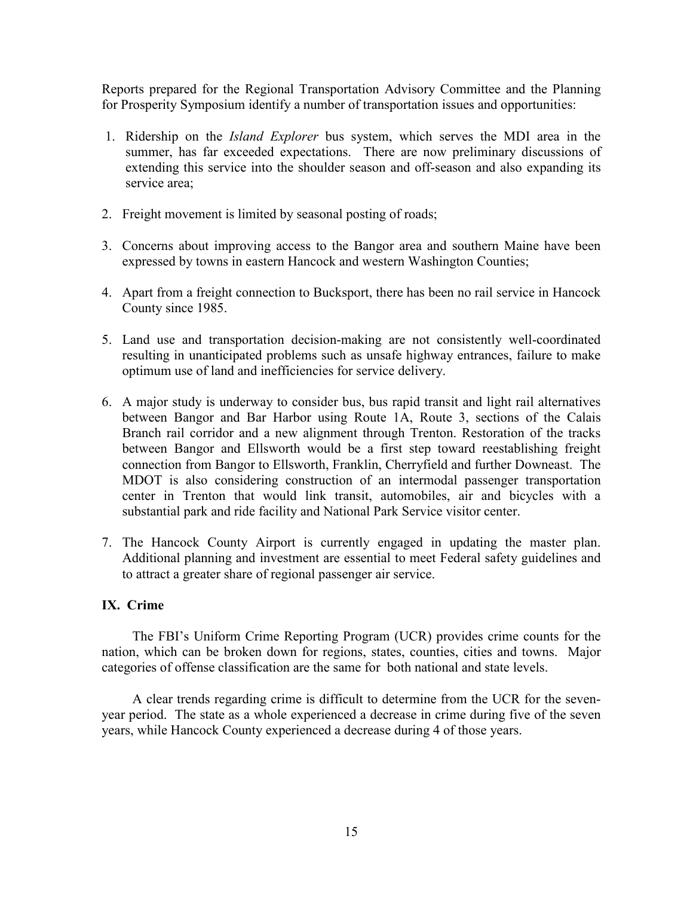Reports prepared for the Regional Transportation Advisory Committee and the Planning for Prosperity Symposium identify a number of transportation issues and opportunities:

1. Ridership on the *Island Explorer* bus system, which serves the MDI area in the summer, has far exceeded expectations. There are now preliminary discussions of extending this service into the shoulder season and off-season and also expanding its service area;
2. Freight movement is limited by seasonal posting of roads;
3. Concerns about improving access to the Bangor area and southern Maine have been expressed by towns in eastern Hancock and western Washington Counties;
4. Apart from a freight connection to Bucksport, there has been no rail service in Hancock County since 1985.
5. Land use and transportation decision-making are not consistently well-coordinated resulting in unanticipated problems such as unsafe highway entrances, failure to make optimum use of land and inefficiencies for service delivery.
6. A major study is underway to consider bus, bus rapid transit and light rail alternatives between Bangor and Bar Harbor using Route 1A, Route 3, sections of the Calais Branch rail corridor and a new alignment through Trenton. Restoration of the tracks between Bangor and Ellsworth would be a first step toward reestablishing freight connection from Bangor to Ellsworth, Franklin, Cherryfield and further Downeast. The MDOT is also considering construction of an intermodal passenger transportation center in Trenton that would link transit, automobiles, air and bicycles with a substantial park and ride facility and National Park Service visitor center.
7. The Hancock County Airport is currently engaged in updating the master plan. Additional planning and investment are essential to meet Federal safety guidelines and to attract a greater share of regional passenger air service.

## IX. Crime

The FBI's Uniform Crime Reporting Program (UCR) provides crime counts for the nation, which can be broken down for regions, states, counties, cities and towns. Major categories of offense classification are the same for both national and state levels.

A clear trends regarding crime is difficult to determine from the UCR for the seven-year period. The state as a whole experienced a decrease in crime during five of the seven years, while Hancock County experienced a decrease during 4 of those years.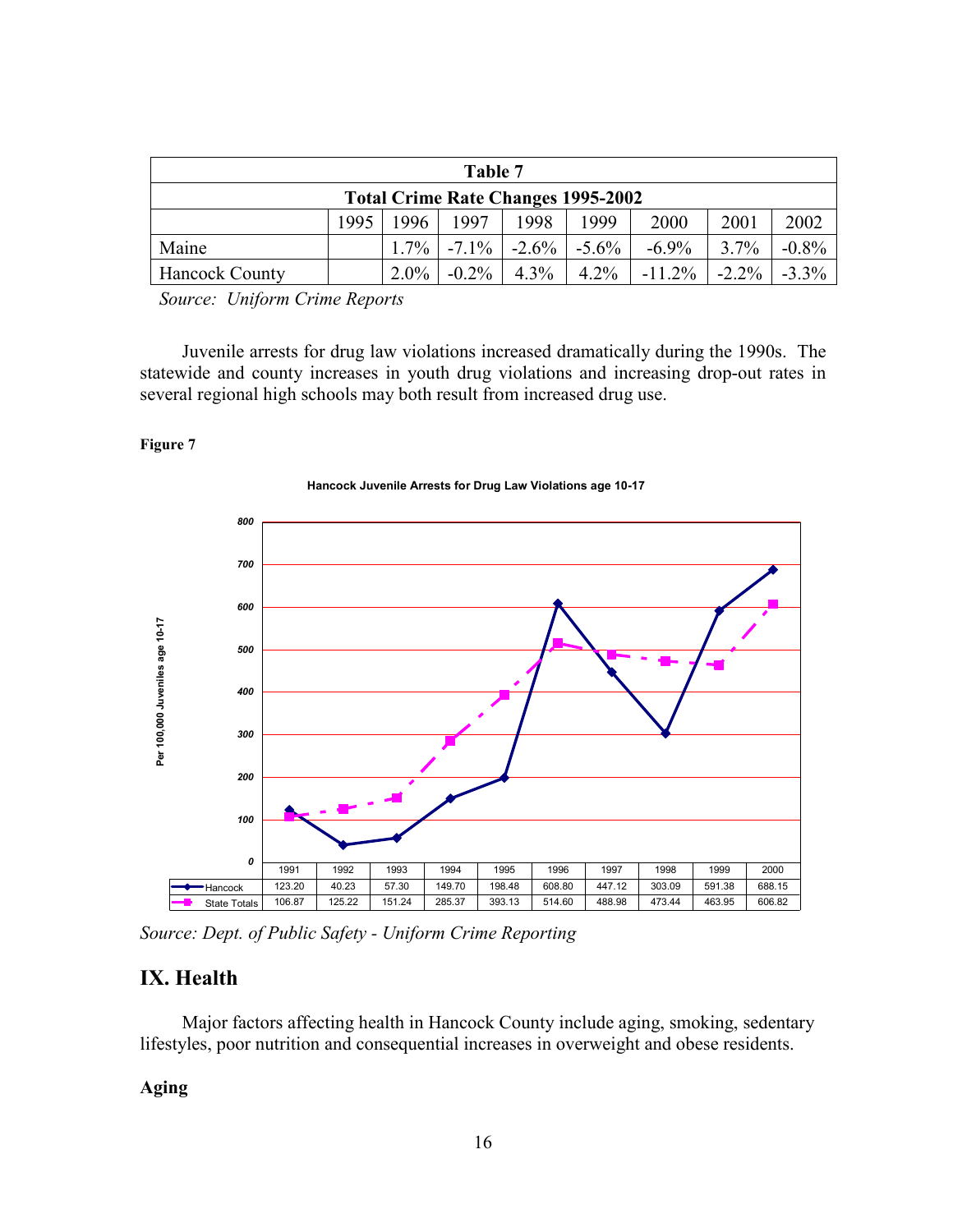| Table 7 | | | | | | | | |
|---|---|---|---|---|---|---|---|---|
| **Total Crime Rate Changes 1995-2002** | | | | | | | | |
| | 1995 | 1996 | 1997 | 1998 | 1999 | 2000 | 2001 | 2002 |
| Maine | | 1.7% | -7.1% | -2.6% | -5.6% | -6.9% | 3.7% | -0.8% |
| Hancock County | | 2.0% | -0.2% | 4.3% | 4.2% | -11.2% | -2.2% | -3.3% |

*Source: Uniform Crime Reports*

Juvenile arrests for drug law violations increased dramatically during the 1990s. The statewide and county increases in youth drug violations and increasing drop-out rates in several regional high schools may both result from increased drug use.

**Figure 7**

**Hancock Juvenile Arrests for Drug Law Violations age 10-17**

Per 100,000 Juveniles age 10-17

| | 1991 | 1992 | 1993 | 1994 | 1995 | 1996 | 1997 | 1998 | 1999 | 2000 |
|---|---|---|---|---|---|---|---|---|---|---|
| Hancock | 123.20 | 40.23 | 57.30 | 149.70 | 198.48 | 608.80 | 447.12 | 303.09 | 591.38 | 688.15 |
| State Totals | 106.87 | 125.22 | 151.24 | 285.37 | 393.13 | 514.60 | 488.98 | 473.44 | 463.95 | 606.82 |

*Source: Dept. of Public Safety - Uniform Crime Reporting*

## IX. Health

Major factors affecting health in Hancock County include aging, smoking, sedentary lifestyles, poor nutrition and consequential increases in overweight and obese residents.

### Aging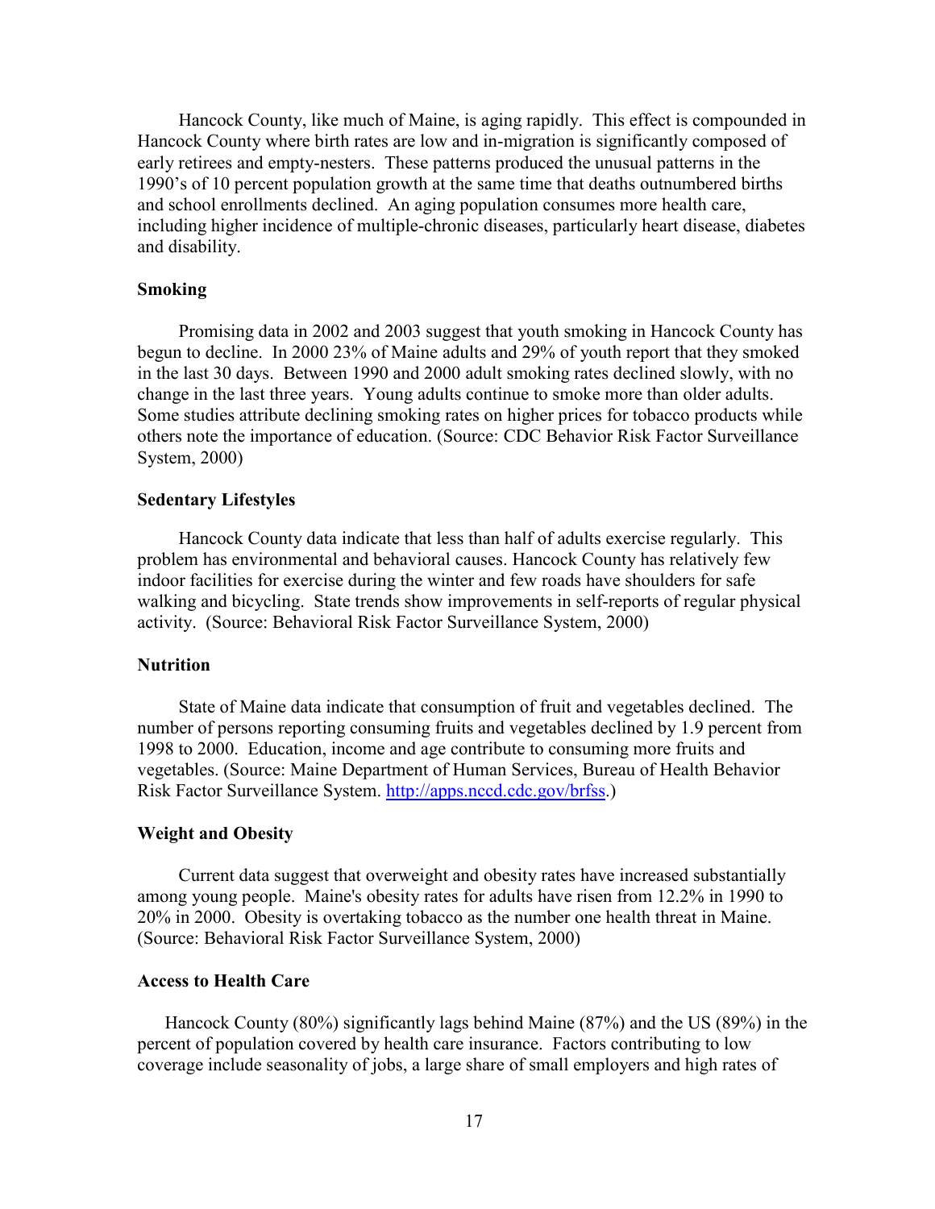Hancock County, like much of Maine, is aging rapidly. This effect is compounded in Hancock County where birth rates are low and in-migration is significantly composed of early retirees and empty-nesters. These patterns produced the unusual patterns in the 1990's of 10 percent population growth at the same time that deaths outnumbered births and school enrollments declined. An aging population consumes more health care, including higher incidence of multiple-chronic diseases, particularly heart disease, diabetes and disability.

### Smoking

Promising data in 2002 and 2003 suggest that youth smoking in Hancock County has begun to decline. In 2000 23% of Maine adults and 29% of youth report that they smoked in the last 30 days. Between 1990 and 2000 adult smoking rates declined slowly, with no change in the last three years. Young adults continue to smoke more than older adults. Some studies attribute declining smoking rates on higher prices for tobacco products while others note the importance of education. (Source: CDC Behavior Risk Factor Surveillance System, 2000)

### Sedentary Lifestyles

Hancock County data indicate that less than half of adults exercise regularly. This problem has environmental and behavioral causes. Hancock County has relatively few indoor facilities for exercise during the winter and few roads have shoulders for safe walking and bicycling. State trends show improvements in self-reports of regular physical activity. (Source: Behavioral Risk Factor Surveillance System, 2000)

### Nutrition

State of Maine data indicate that consumption of fruit and vegetables declined. The number of persons reporting consuming fruits and vegetables declined by 1.9 percent from 1998 to 2000. Education, income and age contribute to consuming more fruits and vegetables. (Source: Maine Department of Human Services, Bureau of Health Behavior Risk Factor Surveillance System. http://apps.nccd.cdc.gov/brfss.)

### Weight and Obesity

Current data suggest that overweight and obesity rates have increased substantially among young people. Maine's obesity rates for adults have risen from 12.2% in 1990 to 20% in 2000. Obesity is overtaking tobacco as the number one health threat in Maine. (Source: Behavioral Risk Factor Surveillance System, 2000)

### Access to Health Care

Hancock County (80%) significantly lags behind Maine (87%) and the US (89%) in the percent of population covered by health care insurance. Factors contributing to low coverage include seasonality of jobs, a large share of small employers and high rates of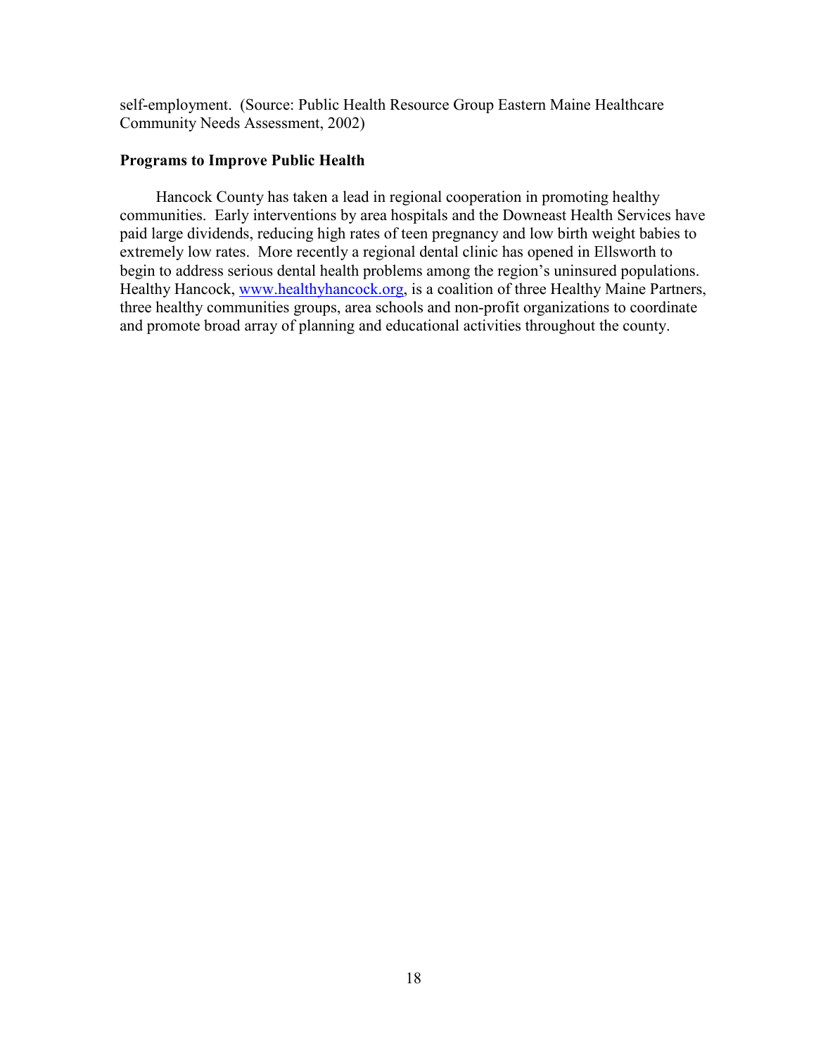self-employment. (Source: Public Health Resource Group Eastern Maine Healthcare Community Needs Assessment, 2002)

**Programs to Improve Public Health**

Hancock County has taken a lead in regional cooperation in promoting healthy communities. Early interventions by area hospitals and the Downeast Health Services have paid large dividends, reducing high rates of teen pregnancy and low birth weight babies to extremely low rates. More recently a regional dental clinic has opened in Ellsworth to begin to address serious dental health problems among the region's uninsured populations. Healthy Hancock, www.healthyhancock.org, is a coalition of three Healthy Maine Partners, three healthy communities groups, area schools and non-profit organizations to coordinate and promote broad array of planning and educational activities throughout the county.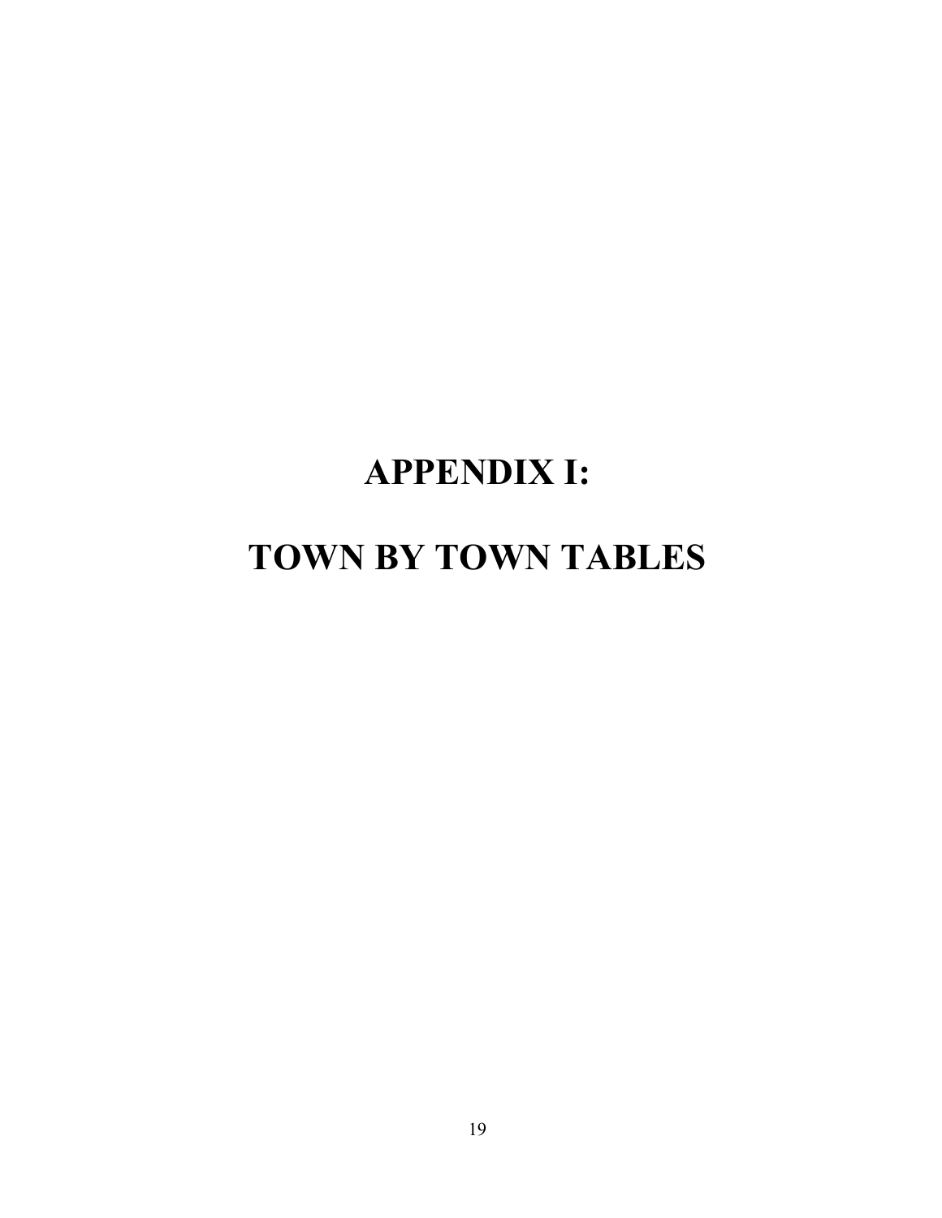# APPENDIX I:

# TOWN BY TOWN TABLES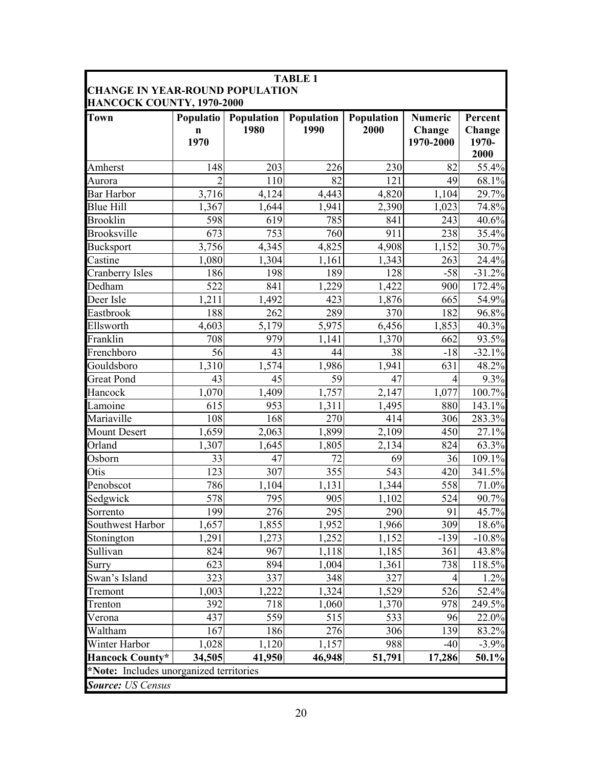**TABLE 1**

**CHANGE IN YEAR-ROUND POPULATION**
**HANCOCK COUNTY, 1970-2000**

| Town | Population 1970 | Population 1980 | Population 1990 | Population 2000 | Numeric Change 1970-2000 | Percent Change 1970-2000 |
|---|---|---|---|---|---|---|
| Amherst | 148 | 203 | 226 | 230 | 82 | 55.4% |
| Aurora | 2 | 110 | 82 | 121 | 49 | 68.1% |
| Bar Harbor | 3,716 | 4,124 | 4,443 | 4,820 | 1,104 | 29.7% |
| Blue Hill | 1,367 | 1,644 | 1,941 | 2,390 | 1,023 | 74.8% |
| Brooklin | 598 | 619 | 785 | 841 | 243 | 40.6% |
| Brooksville | 673 | 753 | 760 | 911 | 238 | 35.4% |
| Bucksport | 3,756 | 4,345 | 4,825 | 4,908 | 1,152 | 30.7% |
| Castine | 1,080 | 1,304 | 1,161 | 1,343 | 263 | 24.4% |
| Cranberry Isles | 186 | 198 | 189 | 128 | -58 | -31.2% |
| Dedham | 522 | 841 | 1,229 | 1,422 | 900 | 172.4% |
| Deer Isle | 1,211 | 1,492 | 423 | 1,876 | 665 | 54.9% |
| Eastbrook | 188 | 262 | 289 | 370 | 182 | 96.8% |
| Ellsworth | 4,603 | 5,179 | 5,975 | 6,456 | 1,853 | 40.3% |
| Franklin | 708 | 979 | 1,141 | 1,370 | 662 | 93.5% |
| Frenchboro | 56 | 43 | 44 | 38 | -18 | -32.1% |
| Gouldsboro | 1,310 | 1,574 | 1,986 | 1,941 | 631 | 48.2% |
| Great Pond | 43 | 45 | 59 | 47 | 4 | 9.3% |
| Hancock | 1,070 | 1,409 | 1,757 | 2,147 | 1,077 | 100.7% |
| Lamoine | 615 | 953 | 1,311 | 1,495 | 880 | 143.1% |
| Mariaville | 108 | 168 | 270 | 414 | 306 | 283.3% |
| Mount Desert | 1,659 | 2,063 | 1,899 | 2,109 | 450 | 27.1% |
| Orland | 1,307 | 1,645 | 1,805 | 2,134 | 824 | 63.3% |
| Osborn | 33 | 47 | 72 | 69 | 36 | 109.1% |
| Otis | 123 | 307 | 355 | 543 | 420 | 341.5% |
| Penobscot | 786 | 1,104 | 1,131 | 1,344 | 558 | 71.0% |
| Sedgwick | 578 | 795 | 905 | 1,102 | 524 | 90.7% |
| Sorrento | 199 | 276 | 295 | 290 | 91 | 45.7% |
| Southwest Harbor | 1,657 | 1,855 | 1,952 | 1,966 | 309 | 18.6% |
| Stonington | 1,291 | 1,273 | 1,252 | 1,152 | -139 | -10.8% |
| Sullivan | 824 | 967 | 1,118 | 1,185 | 361 | 43.8% |
| Surry | 623 | 894 | 1,004 | 1,361 | 738 | 118.5% |
| Swan's Island | 323 | 337 | 348 | 327 | 4 | 1.2% |
| Tremont | 1,003 | 1,222 | 1,324 | 1,529 | 526 | 52.4% |
| Trenton | 392 | 718 | 1,060 | 1,370 | 978 | 249.5% |
| Verona | 437 | 559 | 515 | 533 | 96 | 22.0% |
| Waltham | 167 | 186 | 276 | 306 | 139 | 83.2% |
| Winter Harbor | 1,028 | 1,120 | 1,157 | 988 | -40 | -3.9% |
| **Hancock County*** | **34,505** | **41,950** | **46,948** | **51,791** | **17,286** | **50.1%** |

***Note:** Includes unorganized territories

***Source:** US Census*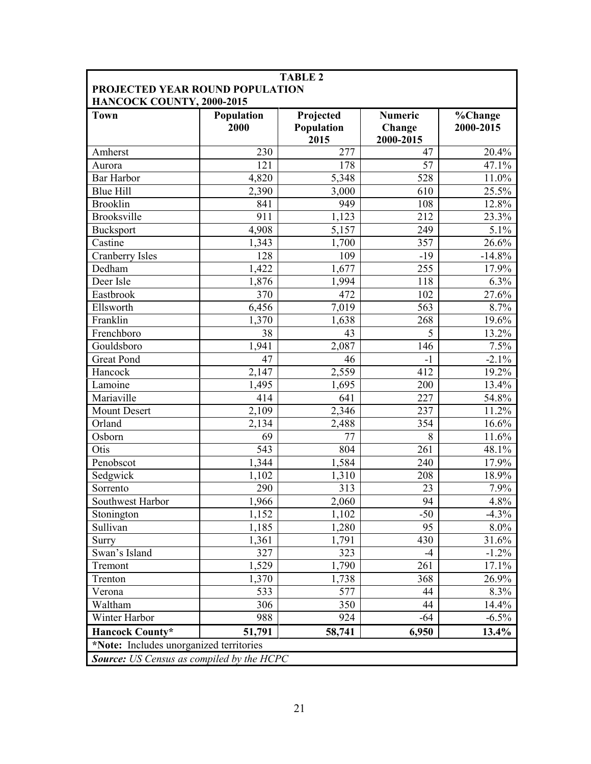**TABLE 2**
**PROJECTED YEAR ROUND POPULATION**
**HANCOCK COUNTY, 2000-2015**

| Town | Population 2000 | Projected Population 2015 | Numeric Change 2000-2015 | %Change 2000-2015 |
|---|---|---|---|---|
| Amherst | 230 | 277 | 47 | 20.4% |
| Aurora | 121 | 178 | 57 | 47.1% |
| Bar Harbor | 4,820 | 5,348 | 528 | 11.0% |
| Blue Hill | 2,390 | 3,000 | 610 | 25.5% |
| Brooklin | 841 | 949 | 108 | 12.8% |
| Brooksville | 911 | 1,123 | 212 | 23.3% |
| Bucksport | 4,908 | 5,157 | 249 | 5.1% |
| Castine | 1,343 | 1,700 | 357 | 26.6% |
| Cranberry Isles | 128 | 109 | -19 | -14.8% |
| Dedham | 1,422 | 1,677 | 255 | 17.9% |
| Deer Isle | 1,876 | 1,994 | 118 | 6.3% |
| Eastbrook | 370 | 472 | 102 | 27.6% |
| Ellsworth | 6,456 | 7,019 | 563 | 8.7% |
| Franklin | 1,370 | 1,638 | 268 | 19.6% |
| Frenchboro | 38 | 43 | 5 | 13.2% |
| Gouldsboro | 1,941 | 2,087 | 146 | 7.5% |
| Great Pond | 47 | 46 | -1 | -2.1% |
| Hancock | 2,147 | 2,559 | 412 | 19.2% |
| Lamoine | 1,495 | 1,695 | 200 | 13.4% |
| Mariaville | 414 | 641 | 227 | 54.8% |
| Mount Desert | 2,109 | 2,346 | 237 | 11.2% |
| Orland | 2,134 | 2,488 | 354 | 16.6% |
| Osborn | 69 | 77 | 8 | 11.6% |
| Otis | 543 | 804 | 261 | 48.1% |
| Penobscot | 1,344 | 1,584 | 240 | 17.9% |
| Sedgwick | 1,102 | 1,310 | 208 | 18.9% |
| Sorrento | 290 | 313 | 23 | 7.9% |
| Southwest Harbor | 1,966 | 2,060 | 94 | 4.8% |
| Stonington | 1,152 | 1,102 | -50 | -4.3% |
| Sullivan | 1,185 | 1,280 | 95 | 8.0% |
| Surry | 1,361 | 1,791 | 430 | 31.6% |
| Swan's Island | 327 | 323 | -4 | -1.2% |
| Tremont | 1,529 | 1,790 | 261 | 17.1% |
| Trenton | 1,370 | 1,738 | 368 | 26.9% |
| Verona | 533 | 577 | 44 | 8.3% |
| Waltham | 306 | 350 | 44 | 14.4% |
| Winter Harbor | 988 | 924 | -64 | -6.5% |
| **Hancock County*** | **51,791** | **58,741** | **6,950** | **13.4%** |

***Note:** Includes unorganized territories

***Source:** US Census as compiled by the HCPC*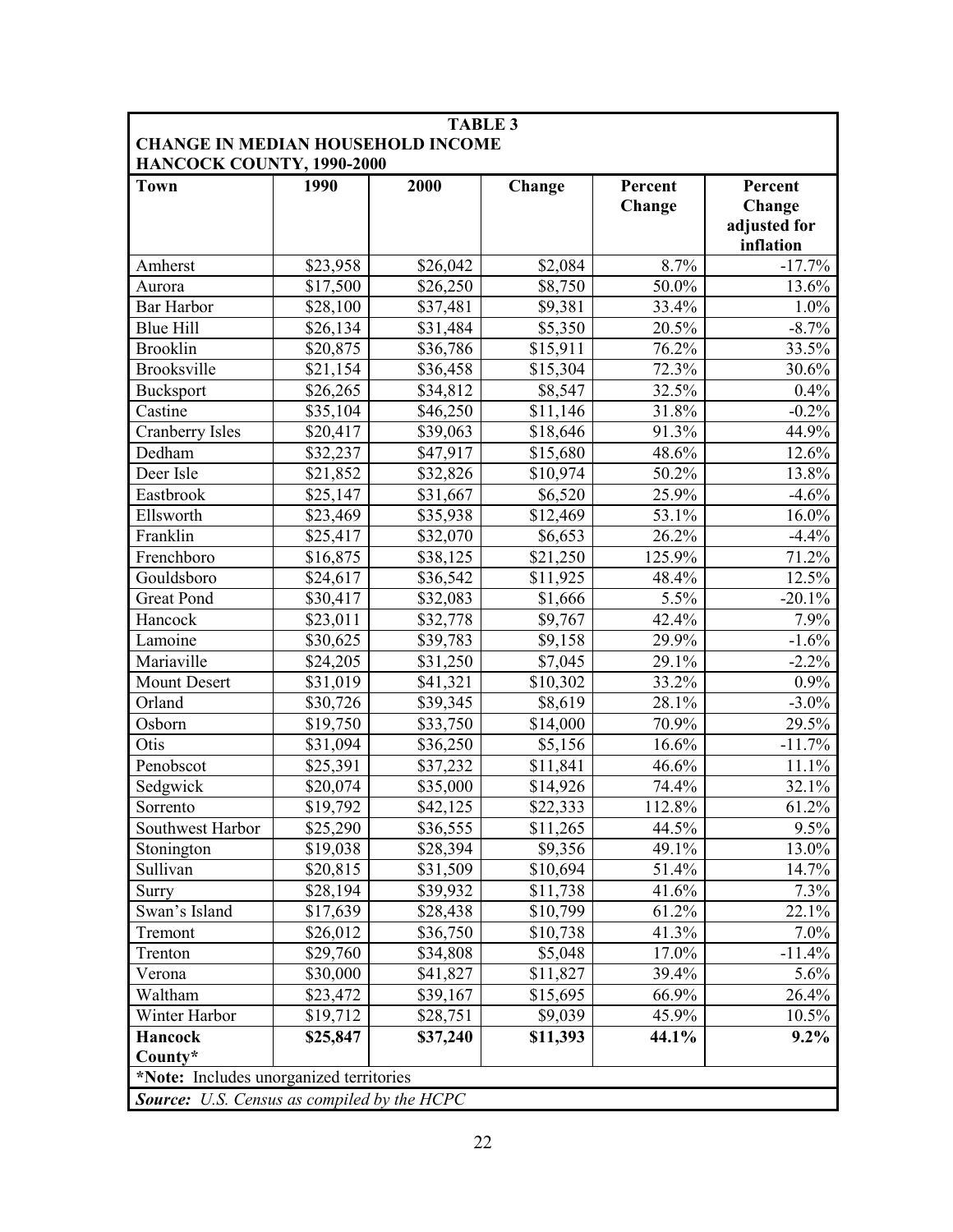**TABLE 3**
**CHANGE IN MEDIAN HOUSEHOLD INCOME**
**HANCOCK COUNTY, 1990-2000**

| Town | 1990 | 2000 | Change | Percent Change | Percent Change adjusted for inflation |
|---|---|---|---|---|---|
| Amherst | $23,958 | $26,042 | $2,084 | 8.7% | -17.7% |
| Aurora | $17,500 | $26,250 | $8,750 | 50.0% | 13.6% |
| Bar Harbor | $28,100 | $37,481 | $9,381 | 33.4% | 1.0% |
| Blue Hill | $26,134 | $31,484 | $5,350 | 20.5% | -8.7% |
| Brooklin | $20,875 | $36,786 | $15,911 | 76.2% | 33.5% |
| Brooksville | $21,154 | $36,458 | $15,304 | 72.3% | 30.6% |
| Bucksport | $26,265 | $34,812 | $8,547 | 32.5% | 0.4% |
| Castine | $35,104 | $46,250 | $11,146 | 31.8% | -0.2% |
| Cranberry Isles | $20,417 | $39,063 | $18,646 | 91.3% | 44.9% |
| Dedham | $32,237 | $47,917 | $15,680 | 48.6% | 12.6% |
| Deer Isle | $21,852 | $32,826 | $10,974 | 50.2% | 13.8% |
| Eastbrook | $25,147 | $31,667 | $6,520 | 25.9% | -4.6% |
| Ellsworth | $23,469 | $35,938 | $12,469 | 53.1% | 16.0% |
| Franklin | $25,417 | $32,070 | $6,653 | 26.2% | -4.4% |
| Frenchboro | $16,875 | $38,125 | $21,250 | 125.9% | 71.2% |
| Gouldsboro | $24,617 | $36,542 | $11,925 | 48.4% | 12.5% |
| Great Pond | $30,417 | $32,083 | $1,666 | 5.5% | -20.1% |
| Hancock | $23,011 | $32,778 | $9,767 | 42.4% | 7.9% |
| Lamoine | $30,625 | $39,783 | $9,158 | 29.9% | -1.6% |
| Mariaville | $24,205 | $31,250 | $7,045 | 29.1% | -2.2% |
| Mount Desert | $31,019 | $41,321 | $10,302 | 33.2% | 0.9% |
| Orland | $30,726 | $39,345 | $8,619 | 28.1% | -3.0% |
| Osborn | $19,750 | $33,750 | $14,000 | 70.9% | 29.5% |
| Otis | $31,094 | $36,250 | $5,156 | 16.6% | -11.7% |
| Penobscot | $25,391 | $37,232 | $11,841 | 46.6% | 11.1% |
| Sedgwick | $20,074 | $35,000 | $14,926 | 74.4% | 32.1% |
| Sorrento | $19,792 | $42,125 | $22,333 | 112.8% | 61.2% |
| Southwest Harbor | $25,290 | $36,555 | $11,265 | 44.5% | 9.5% |
| Stonington | $19,038 | $28,394 | $9,356 | 49.1% | 13.0% |
| Sullivan | $20,815 | $31,509 | $10,694 | 51.4% | 14.7% |
| Surry | $28,194 | $39,932 | $11,738 | 41.6% | 7.3% |
| Swan's Island | $17,639 | $28,438 | $10,799 | 61.2% | 22.1% |
| Tremont | $26,012 | $36,750 | $10,738 | 41.3% | 7.0% |
| Trenton | $29,760 | $34,808 | $5,048 | 17.0% | -11.4% |
| Verona | $30,000 | $41,827 | $11,827 | 39.4% | 5.6% |
| Waltham | $23,472 | $39,167 | $15,695 | 66.9% | 26.4% |
| Winter Harbor | $19,712 | $28,751 | $9,039 | 45.9% | 10.5% |
| **Hancock County*** | **$25,847** | **$37,240** | **$11,393** | **44.1%** | **9.2%** |

***Note:** Includes unorganized territories

***Source:** U.S. Census as compiled by the HCPC*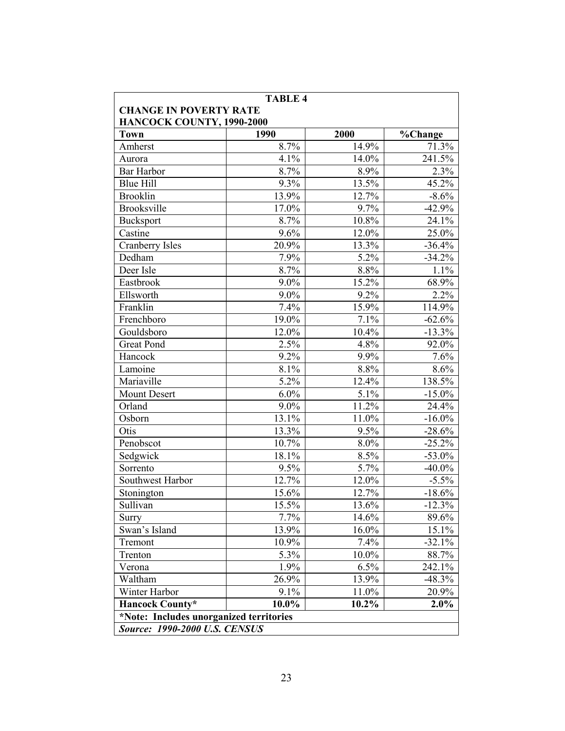**TABLE 4**

**CHANGE IN POVERTY RATE**
**HANCOCK COUNTY, 1990-2000**

| Town | 1990 | 2000 | %Change |
|---|---|---|---|
| Amherst | 8.7% | 14.9% | 71.3% |
| Aurora | 4.1% | 14.0% | 241.5% |
| Bar Harbor | 8.7% | 8.9% | 2.3% |
| Blue Hill | 9.3% | 13.5% | 45.2% |
| Brooklin | 13.9% | 12.7% | -8.6% |
| Brooksville | 17.0% | 9.7% | -42.9% |
| Bucksport | 8.7% | 10.8% | 24.1% |
| Castine | 9.6% | 12.0% | 25.0% |
| Cranberry Isles | 20.9% | 13.3% | -36.4% |
| Dedham | 7.9% | 5.2% | -34.2% |
| Deer Isle | 8.7% | 8.8% | 1.1% |
| Eastbrook | 9.0% | 15.2% | 68.9% |
| Ellsworth | 9.0% | 9.2% | 2.2% |
| Franklin | 7.4% | 15.9% | 114.9% |
| Frenchboro | 19.0% | 7.1% | -62.6% |
| Gouldsboro | 12.0% | 10.4% | -13.3% |
| Great Pond | 2.5% | 4.8% | 92.0% |
| Hancock | 9.2% | 9.9% | 7.6% |
| Lamoine | 8.1% | 8.8% | 8.6% |
| Mariaville | 5.2% | 12.4% | 138.5% |
| Mount Desert | 6.0% | 5.1% | -15.0% |
| Orland | 9.0% | 11.2% | 24.4% |
| Osborn | 13.1% | 11.0% | -16.0% |
| Otis | 13.3% | 9.5% | -28.6% |
| Penobscot | 10.7% | 8.0% | -25.2% |
| Sedgwick | 18.1% | 8.5% | -53.0% |
| Sorrento | 9.5% | 5.7% | -40.0% |
| Southwest Harbor | 12.7% | 12.0% | -5.5% |
| Stonington | 15.6% | 12.7% | -18.6% |
| Sullivan | 15.5% | 13.6% | -12.3% |
| Surry | 7.7% | 14.6% | 89.6% |
| Swan's Island | 13.9% | 16.0% | 15.1% |
| Tremont | 10.9% | 7.4% | -32.1% |
| Trenton | 5.3% | 10.0% | 88.7% |
| Verona | 1.9% | 6.5% | 242.1% |
| Waltham | 26.9% | 13.9% | -48.3% |
| Winter Harbor | 9.1% | 11.0% | 20.9% |
| **Hancock County*** | **10.0%** | **10.2%** | **2.0%** |

***Note: Includes unorganized territories**

***Source: 1990-2000 U.S. CENSUS***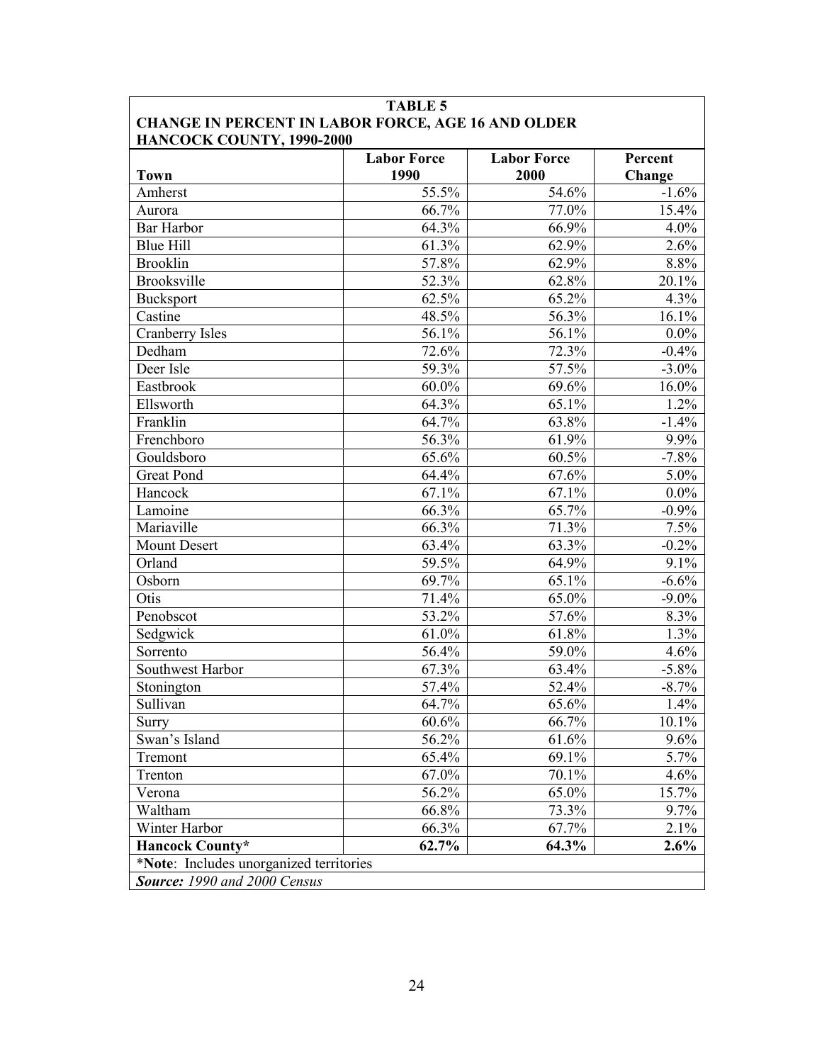**TABLE 5**
**CHANGE IN PERCENT IN LABOR FORCE, AGE 16 AND OLDER**
**HANCOCK COUNTY, 1990-2000**

| Town | Labor Force 1990 | Labor Force 2000 | Percent Change |
|---|---|---|---|
| Amherst | 55.5% | 54.6% | -1.6% |
| Aurora | 66.7% | 77.0% | 15.4% |
| Bar Harbor | 64.3% | 66.9% | 4.0% |
| Blue Hill | 61.3% | 62.9% | 2.6% |
| Brooklin | 57.8% | 62.9% | 8.8% |
| Brooksville | 52.3% | 62.8% | 20.1% |
| Bucksport | 62.5% | 65.2% | 4.3% |
| Castine | 48.5% | 56.3% | 16.1% |
| Cranberry Isles | 56.1% | 56.1% | 0.0% |
| Dedham | 72.6% | 72.3% | -0.4% |
| Deer Isle | 59.3% | 57.5% | -3.0% |
| Eastbrook | 60.0% | 69.6% | 16.0% |
| Ellsworth | 64.3% | 65.1% | 1.2% |
| Franklin | 64.7% | 63.8% | -1.4% |
| Frenchboro | 56.3% | 61.9% | 9.9% |
| Gouldsboro | 65.6% | 60.5% | -7.8% |
| Great Pond | 64.4% | 67.6% | 5.0% |
| Hancock | 67.1% | 67.1% | 0.0% |
| Lamoine | 66.3% | 65.7% | -0.9% |
| Mariaville | 66.3% | 71.3% | 7.5% |
| Mount Desert | 63.4% | 63.3% | -0.2% |
| Orland | 59.5% | 64.9% | 9.1% |
| Osborn | 69.7% | 65.1% | -6.6% |
| Otis | 71.4% | 65.0% | -9.0% |
| Penobscot | 53.2% | 57.6% | 8.3% |
| Sedgwick | 61.0% | 61.8% | 1.3% |
| Sorrento | 56.4% | 59.0% | 4.6% |
| Southwest Harbor | 67.3% | 63.4% | -5.8% |
| Stonington | 57.4% | 52.4% | -8.7% |
| Sullivan | 64.7% | 65.6% | 1.4% |
| Surry | 60.6% | 66.7% | 10.1% |
| Swan's Island | 56.2% | 61.6% | 9.6% |
| Tremont | 65.4% | 69.1% | 5.7% |
| Trenton | 67.0% | 70.1% | 4.6% |
| Verona | 56.2% | 65.0% | 15.7% |
| Waltham | 66.8% | 73.3% | 9.7% |
| Winter Harbor | 66.3% | 67.7% | 2.1% |
| **Hancock County*** | **62.7%** | **64.3%** | **2.6%** |

*__Note__: Includes unorganized territories

***Source:** 1990 and 2000 Census*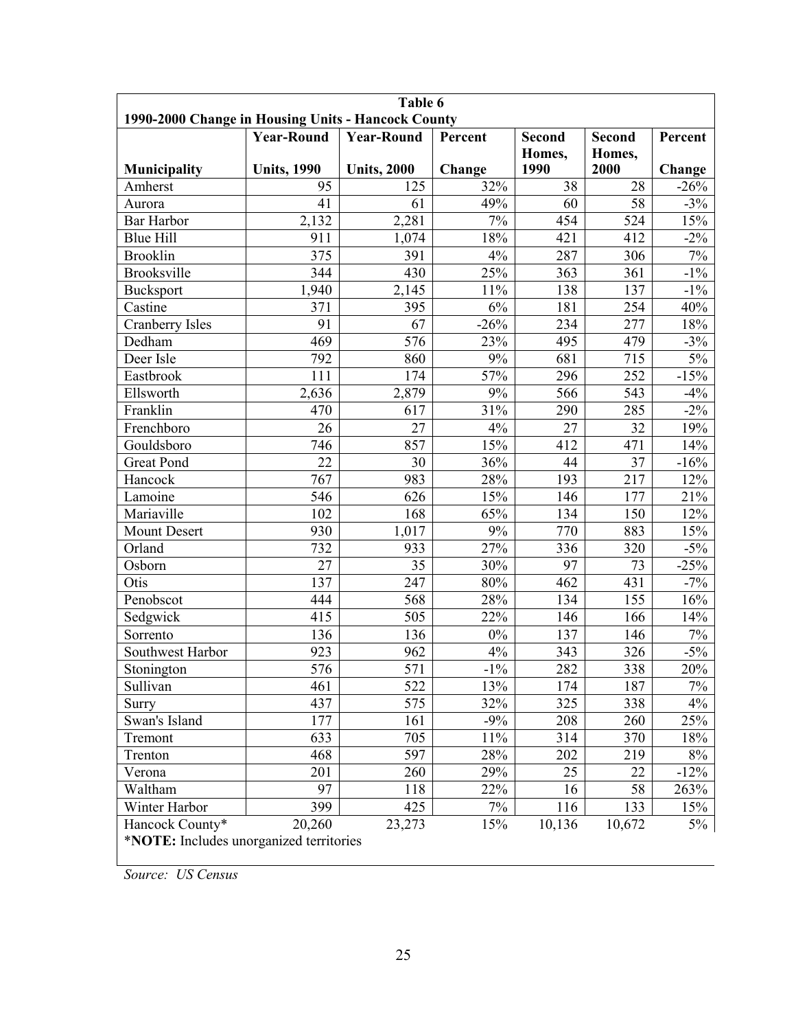**Table 6**

**1990-2000 Change in Housing Units - Hancock County**

| Municipality | Year-Round Units, 1990 | Year-Round Units, 2000 | Percent Change | Second Homes, 1990 | Second Homes, 2000 | Percent Change |
|---|---|---|---|---|---|---|
| Amherst | 95 | 125 | 32% | 38 | 28 | -26% |
| Aurora | 41 | 61 | 49% | 60 | 58 | -3% |
| Bar Harbor | 2,132 | 2,281 | 7% | 454 | 524 | 15% |
| Blue Hill | 911 | 1,074 | 18% | 421 | 412 | -2% |
| Brooklin | 375 | 391 | 4% | 287 | 306 | 7% |
| Brooksville | 344 | 430 | 25% | 363 | 361 | -1% |
| Bucksport | 1,940 | 2,145 | 11% | 138 | 137 | -1% |
| Castine | 371 | 395 | 6% | 181 | 254 | 40% |
| Cranberry Isles | 91 | 67 | -26% | 234 | 277 | 18% |
| Dedham | 469 | 576 | 23% | 495 | 479 | -3% |
| Deer Isle | 792 | 860 | 9% | 681 | 715 | 5% |
| Eastbrook | 111 | 174 | 57% | 296 | 252 | -15% |
| Ellsworth | 2,636 | 2,879 | 9% | 566 | 543 | -4% |
| Franklin | 470 | 617 | 31% | 290 | 285 | -2% |
| Frenchboro | 26 | 27 | 4% | 27 | 32 | 19% |
| Gouldsboro | 746 | 857 | 15% | 412 | 471 | 14% |
| Great Pond | 22 | 30 | 36% | 44 | 37 | -16% |
| Hancock | 767 | 983 | 28% | 193 | 217 | 12% |
| Lamoine | 546 | 626 | 15% | 146 | 177 | 21% |
| Mariaville | 102 | 168 | 65% | 134 | 150 | 12% |
| Mount Desert | 930 | 1,017 | 9% | 770 | 883 | 15% |
| Orland | 732 | 933 | 27% | 336 | 320 | -5% |
| Osborn | 27 | 35 | 30% | 97 | 73 | -25% |
| Otis | 137 | 247 | 80% | 462 | 431 | -7% |
| Penobscot | 444 | 568 | 28% | 134 | 155 | 16% |
| Sedgwick | 415 | 505 | 22% | 146 | 166 | 14% |
| Sorrento | 136 | 136 | 0% | 137 | 146 | 7% |
| Southwest Harbor | 923 | 962 | 4% | 343 | 326 | -5% |
| Stonington | 576 | 571 | -1% | 282 | 338 | 20% |
| Sullivan | 461 | 522 | 13% | 174 | 187 | 7% |
| Surry | 437 | 575 | 32% | 325 | 338 | 4% |
| Swan's Island | 177 | 161 | -9% | 208 | 260 | 25% |
| Tremont | 633 | 705 | 11% | 314 | 370 | 18% |
| Trenton | 468 | 597 | 28% | 202 | 219 | 8% |
| Verona | 201 | 260 | 29% | 25 | 22 | -12% |
| Waltham | 97 | 118 | 22% | 16 | 58 | 263% |
| Winter Harbor | 399 | 425 | 7% | 116 | 133 | 15% |
| Hancock County* | 20,260 | 23,273 | 15% | 10,136 | 10,672 | 5% |

*__NOTE:__ Includes unorganized territories

*Source: US Census*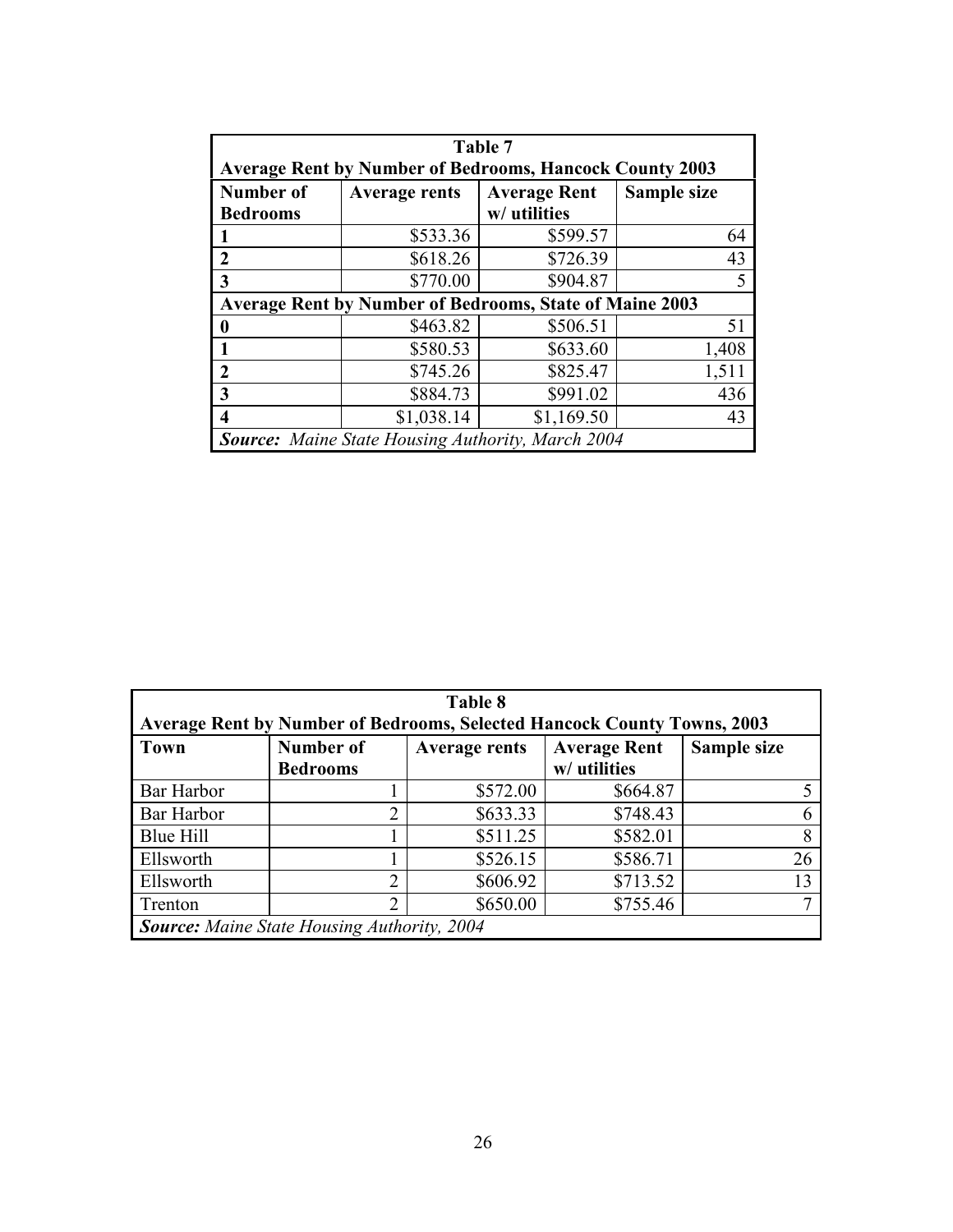| Table 7 | | | |
|---|---|---|---|
| **Average Rent by Number of Bedrooms, Hancock County 2003** | | | |
| **Number of Bedrooms** | **Average rents** | **Average Rent w/ utilities** | **Sample size** |
| **1** | $533.36 | $599.57 | 64 |
| **2** | $618.26 | $726.39 | 43 |
| **3** | $770.00 | $904.87 | 5 |
| **Average Rent by Number of Bedrooms, State of Maine 2003** | | | |
| **0** | $463.82 | $506.51 | 51 |
| **1** | $580.53 | $633.60 | 1,408 |
| **2** | $745.26 | $825.47 | 1,511 |
| **3** | $884.73 | $991.02 | 436 |
| **4** | $1,038.14 | $1,169.50 | 43 |
| ***Source:*** *Maine State Housing Authority, March 2004* | | | |

| Table 8 | | | | |
|---|---|---|---|---|
| **Average Rent by Number of Bedrooms, Selected Hancock County Towns, 2003** | | | | |
| **Town** | **Number of Bedrooms** | **Average rents** | **Average Rent w/ utilities** | **Sample size** |
| Bar Harbor | 1 | $572.00 | $664.87 | 5 |
| Bar Harbor | 2 | $633.33 | $748.43 | 6 |
| Blue Hill | 1 | $511.25 | $582.01 | 8 |
| Ellsworth | 1 | $526.15 | $586.71 | 26 |
| Ellsworth | 2 | $606.92 | $713.52 | 13 |
| Trenton | 2 | $650.00 | $755.46 | 7 |
| ***Source:*** *Maine State Housing Authority, 2004* | | | | |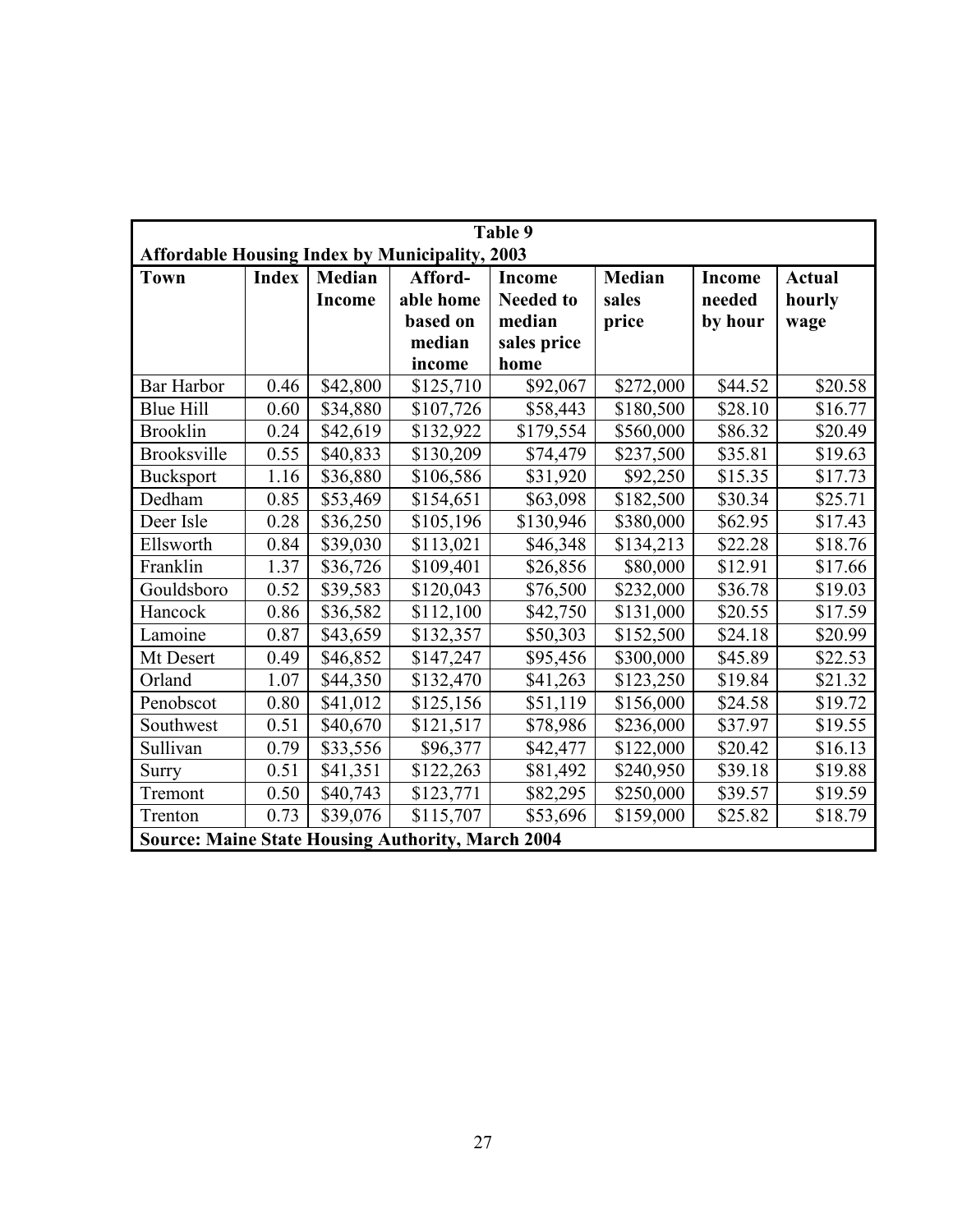**Table 9**

**Affordable Housing Index by Municipality, 2003**

| Town | Index | Median Income | Afford-able home based on median income | Income Needed to median sales price home | Median sales price | Income needed by hour | Actual hourly wage |
|---|---|---|---|---|---|---|---|
| Bar Harbor | 0.46 | $42,800 | $125,710 | $92,067 | $272,000 | $44.52 | $20.58 |
| Blue Hill | 0.60 | $34,880 | $107,726 | $58,443 | $180,500 | $28.10 | $16.77 |
| Brooklin | 0.24 | $42,619 | $132,922 | $179,554 | $560,000 | $86.32 | $20.49 |
| Brooksville | 0.55 | $40,833 | $130,209 | $74,479 | $237,500 | $35.81 | $19.63 |
| Bucksport | 1.16 | $36,880 | $106,586 | $31,920 | $92,250 | $15.35 | $17.73 |
| Dedham | 0.85 | $53,469 | $154,651 | $63,098 | $182,500 | $30.34 | $25.71 |
| Deer Isle | 0.28 | $36,250 | $105,196 | $130,946 | $380,000 | $62.95 | $17.43 |
| Ellsworth | 0.84 | $39,030 | $113,021 | $46,348 | $134,213 | $22.28 | $18.76 |
| Franklin | 1.37 | $36,726 | $109,401 | $26,856 | $80,000 | $12.91 | $17.66 |
| Gouldsboro | 0.52 | $39,583 | $120,043 | $76,500 | $232,000 | $36.78 | $19.03 |
| Hancock | 0.86 | $36,582 | $112,100 | $42,750 | $131,000 | $20.55 | $17.59 |
| Lamoine | 0.87 | $43,659 | $132,357 | $50,303 | $152,500 | $24.18 | $20.99 |
| Mt Desert | 0.49 | $46,852 | $147,247 | $95,456 | $300,000 | $45.89 | $22.53 |
| Orland | 1.07 | $44,350 | $132,470 | $41,263 | $123,250 | $19.84 | $21.32 |
| Penobscot | 0.80 | $41,012 | $125,156 | $51,119 | $156,000 | $24.58 | $19.72 |
| Southwest | 0.51 | $40,670 | $121,517 | $78,986 | $236,000 | $37.97 | $19.55 |
| Sullivan | 0.79 | $33,556 | $96,377 | $42,477 | $122,000 | $20.42 | $16.13 |
| Surry | 0.51 | $41,351 | $122,263 | $81,492 | $240,950 | $39.18 | $19.88 |
| Tremont | 0.50 | $40,743 | $123,771 | $82,295 | $250,000 | $39.57 | $19.59 |
| Trenton | 0.73 | $39,076 | $115,707 | $53,696 | $159,000 | $25.82 | $18.79 |

**Source: Maine State Housing Authority, March 2004**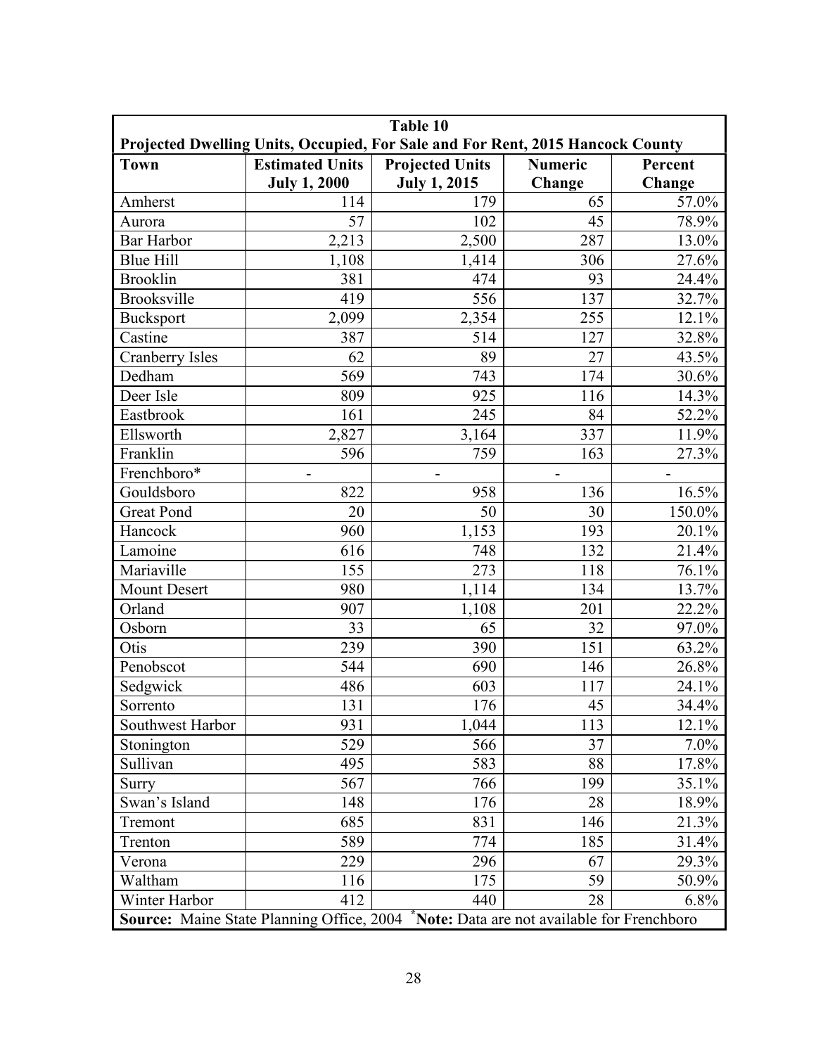**Table 10**

**Projected Dwelling Units, Occupied, For Sale and For Rent, 2015 Hancock County**

| Town | Estimated Units July 1, 2000 | Projected Units July 1, 2015 | Numeric Change | Percent Change |
|---|---|---|---|---|
| Amherst | 114 | 179 | 65 | 57.0% |
| Aurora | 57 | 102 | 45 | 78.9% |
| Bar Harbor | 2,213 | 2,500 | 287 | 13.0% |
| Blue Hill | 1,108 | 1,414 | 306 | 27.6% |
| Brooklin | 381 | 474 | 93 | 24.4% |
| Brooksville | 419 | 556 | 137 | 32.7% |
| Bucksport | 2,099 | 2,354 | 255 | 12.1% |
| Castine | 387 | 514 | 127 | 32.8% |
| Cranberry Isles | 62 | 89 | 27 | 43.5% |
| Dedham | 569 | 743 | 174 | 30.6% |
| Deer Isle | 809 | 925 | 116 | 14.3% |
| Eastbrook | 161 | 245 | 84 | 52.2% |
| Ellsworth | 2,827 | 3,164 | 337 | 11.9% |
| Franklin | 596 | 759 | 163 | 27.3% |
| Frenchboro* | - | - | - | - |
| Gouldsboro | 822 | 958 | 136 | 16.5% |
| Great Pond | 20 | 50 | 30 | 150.0% |
| Hancock | 960 | 1,153 | 193 | 20.1% |
| Lamoine | 616 | 748 | 132 | 21.4% |
| Mariaville | 155 | 273 | 118 | 76.1% |
| Mount Desert | 980 | 1,114 | 134 | 13.7% |
| Orland | 907 | 1,108 | 201 | 22.2% |
| Osborn | 33 | 65 | 32 | 97.0% |
| Otis | 239 | 390 | 151 | 63.2% |
| Penobscot | 544 | 690 | 146 | 26.8% |
| Sedgwick | 486 | 603 | 117 | 24.1% |
| Sorrento | 131 | 176 | 45 | 34.4% |
| Southwest Harbor | 931 | 1,044 | 113 | 12.1% |
| Stonington | 529 | 566 | 37 | 7.0% |
| Sullivan | 495 | 583 | 88 | 17.8% |
| Surry | 567 | 766 | 199 | 35.1% |
| Swan's Island | 148 | 176 | 28 | 18.9% |
| Tremont | 685 | 831 | 146 | 21.3% |
| Trenton | 589 | 774 | 185 | 31.4% |
| Verona | 229 | 296 | 67 | 29.3% |
| Waltham | 116 | 175 | 59 | 50.9% |
| Winter Harbor | 412 | 440 | 28 | 6.8% |

**Source:** Maine State Planning Office, 2004 ***Note:** Data are not available for Frenchboro